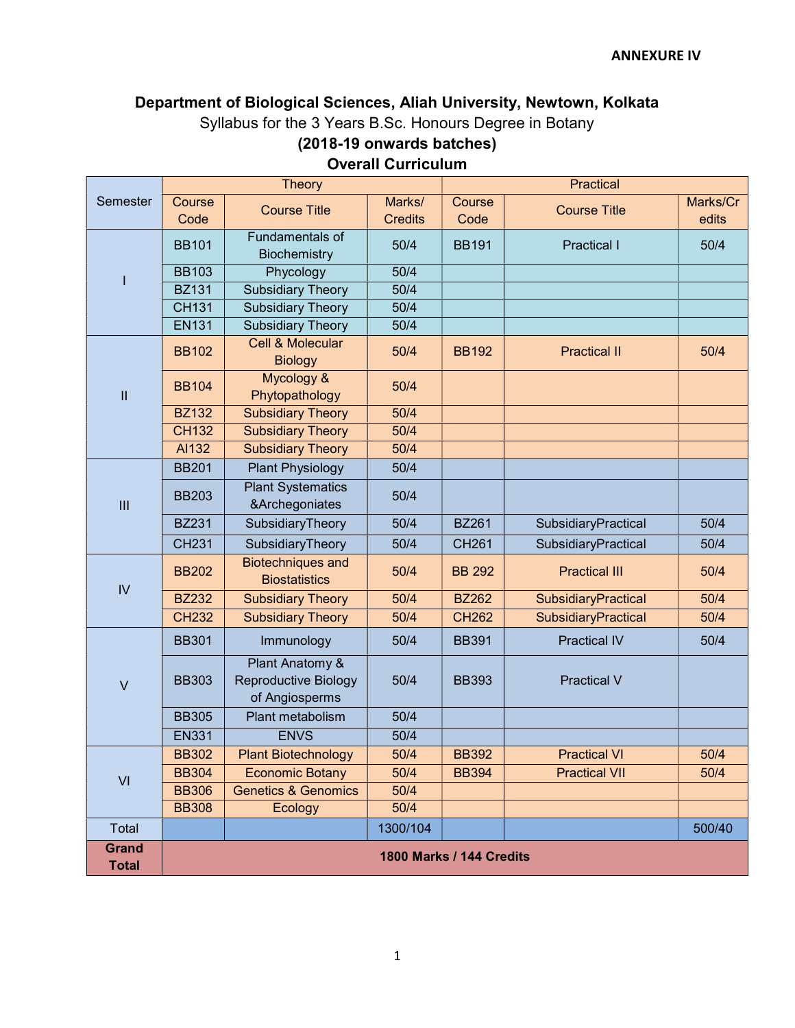**ANNEXURE IV**

# Department of Biological Sciences, Aliah University, Newtown, Kolkata

Syllabus for the 3 Years B.Sc. Honours Degree in Botany

**(2018-19 onwards batches)**

**Overall Curriculum**

| Semester | Theory | | | Practical | | |
|---|---|---|---|---|---|---|
| | Course Code | Course Title | Marks/ Credits | Course Code | Course Title | Marks/Credits |
| I | BB101 | Fundamentals of Biochemistry | 50/4 | BB191 | Practical I | 50/4 |
| | BB103 | Phycology | 50/4 | | | |
| | BZ131 | Subsidiary Theory | 50/4 | | | |
| | CH131 | Subsidiary Theory | 50/4 | | | |
| | EN131 | Subsidiary Theory | 50/4 | | | |
| II | BB102 | Cell & Molecular Biology | 50/4 | BB192 | Practical II | 50/4 |
| | BB104 | Mycology & Phytopathology | 50/4 | | | |
| | BZ132 | Subsidiary Theory | 50/4 | | | |
| | CH132 | Subsidiary Theory | 50/4 | | | |
| | AI132 | Subsidiary Theory | 50/4 | | | |
| III | BB201 | Plant Physiology | 50/4 | | | |
| | BB203 | Plant Systematics &Archegoniates | 50/4 | | | |
| | BZ231 | SubsidiaryTheory | 50/4 | BZ261 | SubsidiaryPractical | 50/4 |
| | CH231 | SubsidiaryTheory | 50/4 | CH261 | SubsidiaryPractical | 50/4 |
| IV | BB202 | Biotechniques and Biostatistics | 50/4 | BB 292 | Practical III | 50/4 |
| | BZ232 | Subsidiary Theory | 50/4 | BZ262 | SubsidiaryPractical | 50/4 |
| | CH232 | Subsidiary Theory | 50/4 | CH262 | SubsidiaryPractical | 50/4 |
| V | BB301 | Immunology | 50/4 | BB391 | Practical IV | 50/4 |
| | BB303 | Plant Anatomy & Reproductive Biology of Angiosperms | 50/4 | BB393 | Practical V | |
| | BB305 | Plant metabolism | 50/4 | | | |
| | EN331 | ENVS | 50/4 | | | |
| VI | BB302 | Plant Biotechnology | 50/4 | BB392 | Practical VI | 50/4 |
| | BB304 | Economic Botany | 50/4 | BB394 | Practical VII | 50/4 |
| | BB306 | Genetics & Genomics | 50/4 | | | |
| | BB308 | Ecology | 50/4 | | | |
| Total | | | 1300/104 | | | 500/40 |
| **Grand Total** | **1800 Marks / 144 Credits** | | | | | |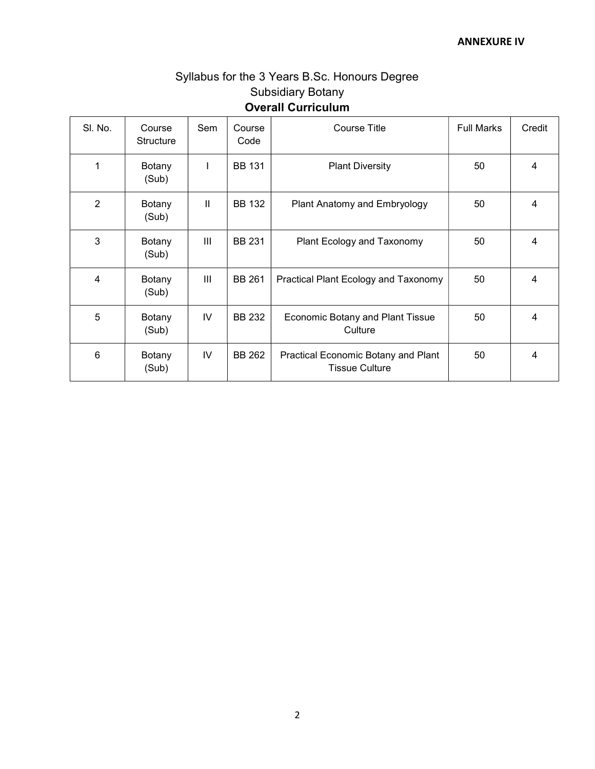**ANNEXURE IV**

# Syllabus for the 3 Years B.Sc. Honours Degree

## Subsidiary Botany

### Overall Curriculum

| Sl. No. | Course Structure | Sem | Course Code | Course Title | Full Marks | Credit |
|---|---|---|---|---|---|---|
| 1 | Botany (Sub) | I | BB 131 | Plant Diversity | 50 | 4 |
| 2 | Botany (Sub) | II | BB 132 | Plant Anatomy and Embryology | 50 | 4 |
| 3 | Botany (Sub) | III | BB 231 | Plant Ecology and Taxonomy | 50 | 4 |
| 4 | Botany (Sub) | III | BB 261 | Practical Plant Ecology and Taxonomy | 50 | 4 |
| 5 | Botany (Sub) | IV | BB 232 | Economic Botany and Plant Tissue Culture | 50 | 4 |
| 6 | Botany (Sub) | IV | BB 262 | Practical Economic Botany and Plant Tissue Culture | 50 | 4 |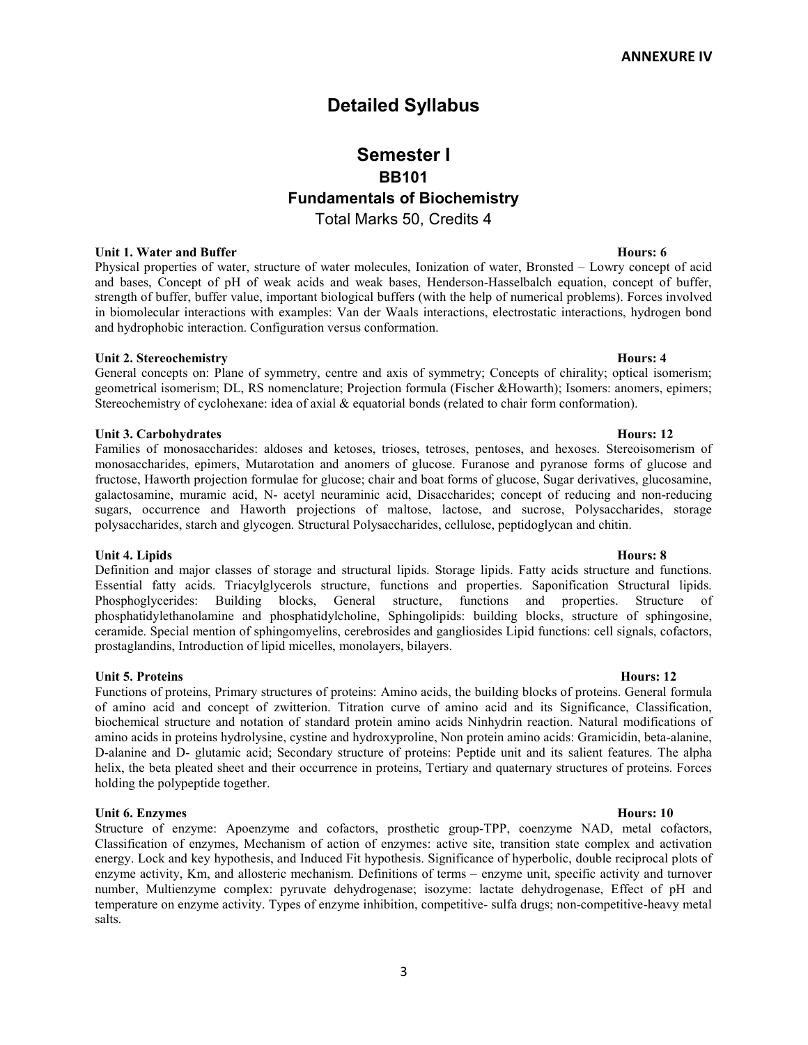**ANNEXURE IV**

# Detailed Syllabus

## Semester I

### BB101

### Fundamentals of Biochemistry

Total Marks 50, Credits 4

**Unit 1. Water and Buffer** **Hours: 6**

Physical properties of water, structure of water molecules, Ionization of water, Bronsted – Lowry concept of acid and bases, Concept of pH of weak acids and weak bases, Henderson-Hasselbalch equation, concept of buffer, strength of buffer, buffer value, important biological buffers (with the help of numerical problems). Forces involved in biomolecular interactions with examples: Van der Waals interactions, electrostatic interactions, hydrogen bond and hydrophobic interaction. Configuration versus conformation.

**Unit 2. Stereochemistry** **Hours: 4**

General concepts on: Plane of symmetry, centre and axis of symmetry; Concepts of chirality; optical isomerism; geometrical isomerism; DL, RS nomenclature; Projection formula (Fischer &Howarth); Isomers: anomers, epimers; Stereochemistry of cyclohexane: idea of axial & equatorial bonds (related to chair form conformation).

**Unit 3. Carbohydrates** **Hours: 12**

Families of monosaccharides: aldoses and ketoses, trioses, tetroses, pentoses, and hexoses. Stereoisomerism of monosaccharides, epimers, Mutarotation and anomers of glucose. Furanose and pyranose forms of glucose and fructose, Haworth projection formulae for glucose; chair and boat forms of glucose, Sugar derivatives, glucosamine, galactosamine, muramic acid, N- acetyl neuraminic acid, Disaccharides; concept of reducing and non-reducing sugars, occurrence and Haworth projections of maltose, lactose, and sucrose, Polysaccharides, storage polysaccharides, starch and glycogen. Structural Polysaccharides, cellulose, peptidoglycan and chitin.

**Unit 4. Lipids** **Hours: 8**

Definition and major classes of storage and structural lipids. Storage lipids. Fatty acids structure and functions. Essential fatty acids. Triacylglycerols structure, functions and properties. Saponification Structural lipids. Phosphoglycerides: Building blocks, General structure, functions and properties. Structure of phosphatidylethanolamine and phosphatidylcholine, Sphingolipids: building blocks, structure of sphingosine, ceramide. Special mention of sphingomyelins, cerebrosides and gangliosides Lipid functions: cell signals, cofactors, prostaglandins, Introduction of lipid micelles, monolayers, bilayers.

**Unit 5. Proteins** **Hours: 12**

Functions of proteins, Primary structures of proteins: Amino acids, the building blocks of proteins. General formula of amino acid and concept of zwitterion. Titration curve of amino acid and its Significance, Classification, biochemical structure and notation of standard protein amino acids Ninhydrin reaction. Natural modifications of amino acids in proteins hydrolysine, cystine and hydroxyproline, Non protein amino acids: Gramicidin, beta-alanine, D-alanine and D- glutamic acid; Secondary structure of proteins: Peptide unit and its salient features. The alpha helix, the beta pleated sheet and their occurrence in proteins, Tertiary and quaternary structures of proteins. Forces holding the polypeptide together.

**Unit 6. Enzymes** **Hours: 10**

Structure of enzyme: Apoenzyme and cofactors, prosthetic group-TPP, coenzyme NAD, metal cofactors, Classification of enzymes, Mechanism of action of enzymes: active site, transition state complex and activation energy. Lock and key hypothesis, and Induced Fit hypothesis. Significance of hyperbolic, double reciprocal plots of enzyme activity, Km, and allosteric mechanism. Definitions of terms – enzyme unit, specific activity and turnover number, Multienzyme complex: pyruvate dehydrogenase; isozyme: lactate dehydrogenase, Effect of pH and temperature on enzyme activity. Types of enzyme inhibition, competitive- sulfa drugs; non-competitive-heavy metal salts.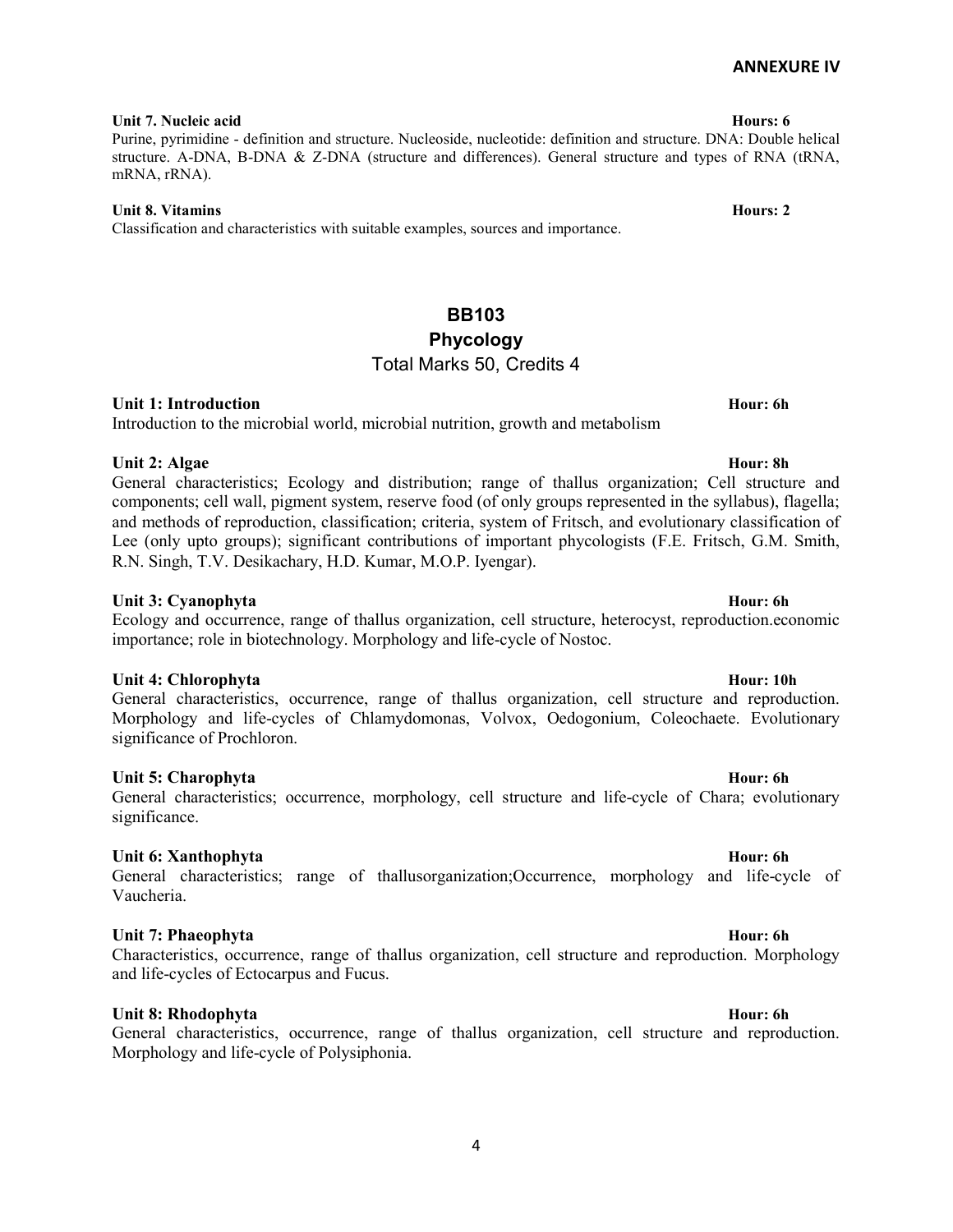**ANNEXURE IV**

**Unit 7. Nucleic acid** **Hours: 6**

Purine, pyrimidine - definition and structure. Nucleoside, nucleotide: definition and structure. DNA: Double helical structure. A-DNA, B-DNA & Z-DNA (structure and differences). General structure and types of RNA (tRNA, mRNA, rRNA).

**Unit 8. Vitamins** **Hours: 2**

Classification and characteristics with suitable examples, sources and importance.

## BB103

## Phycology

Total Marks 50, Credits 4

**Unit 1: Introduction** **Hour: 6h**

Introduction to the microbial world, microbial nutrition, growth and metabolism

**Unit 2: Algae** **Hour: 8h**

General characteristics; Ecology and distribution; range of thallus organization; Cell structure and components; cell wall, pigment system, reserve food (of only groups represented in the syllabus), flagella; and methods of reproduction, classification; criteria, system of Fritsch, and evolutionary classification of Lee (only upto groups); significant contributions of important phycologists (F.E. Fritsch, G.M. Smith, R.N. Singh, T.V. Desikachary, H.D. Kumar, M.O.P. Iyengar).

**Unit 3: Cyanophyta** **Hour: 6h**

Ecology and occurrence, range of thallus organization, cell structure, heterocyst, reproduction.economic importance; role in biotechnology. Morphology and life-cycle of Nostoc.

**Unit 4: Chlorophyta** **Hour: 10h**

General characteristics, occurrence, range of thallus organization, cell structure and reproduction. Morphology and life-cycles of Chlamydomonas, Volvox, Oedogonium, Coleochaete. Evolutionary significance of Prochloron.

**Unit 5: Charophyta** **Hour: 6h**

General characteristics; occurrence, morphology, cell structure and life-cycle of Chara; evolutionary significance.

**Unit 6: Xanthophyta** **Hour: 6h**

General characteristics; range of thallusorganization;Occurrence, morphology and life-cycle of Vaucheria.

**Unit 7: Phaeophyta** **Hour: 6h**

Characteristics, occurrence, range of thallus organization, cell structure and reproduction. Morphology and life-cycles of Ectocarpus and Fucus.

**Unit 8: Rhodophyta** **Hour: 6h**

General characteristics, occurrence, range of thallus organization, cell structure and reproduction. Morphology and life-cycle of Polysiphonia.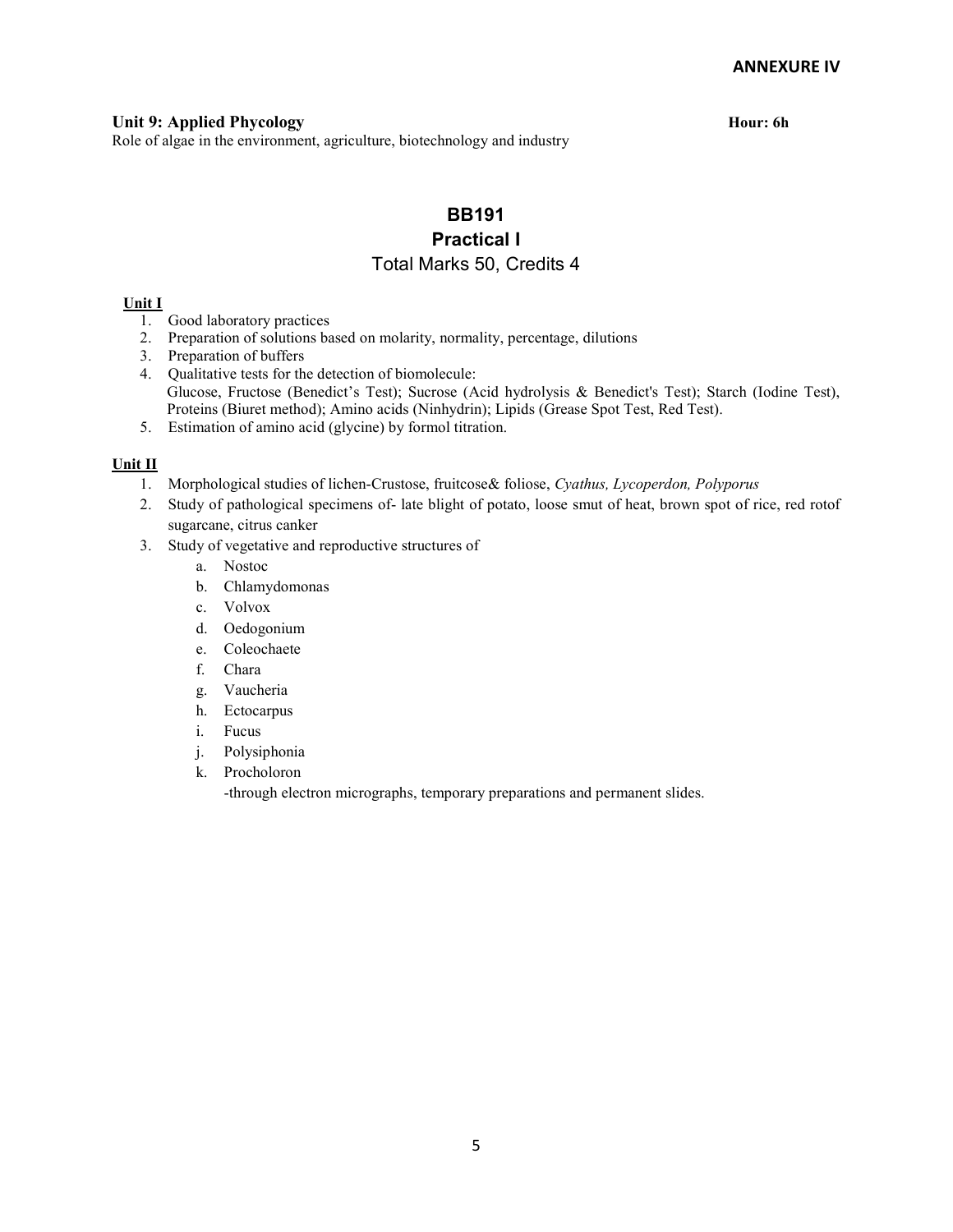**ANNEXURE IV**

**Unit 9: Applied Phycology** **Hour: 6h**

Role of algae in the environment, agriculture, biotechnology and industry

## BB191

## Practical I

### Total Marks 50, Credits 4

**Unit I**

1. Good laboratory practices
2. Preparation of solutions based on molarity, normality, percentage, dilutions
3. Preparation of buffers
4. Qualitative tests for the detection of biomolecule:
   Glucose, Fructose (Benedict's Test); Sucrose (Acid hydrolysis & Benedict's Test); Starch (Iodine Test), Proteins (Biuret method); Amino acids (Ninhydrin); Lipids (Grease Spot Test, Red Test).
5. Estimation of amino acid (glycine) by formol titration.

**Unit II**

1. Morphological studies of lichen-Crustose, fruitcose& foliose, *Cyathus, Lycoperdon, Polyporus*
2. Study of pathological specimens of- late blight of potato, loose smut of heat, brown spot of rice, red rotof sugarcane, citrus canker
3. Study of vegetative and reproductive structures of
   a. Nostoc
   b. Chlamydomonas
   c. Volvox
   d. Oedogonium
   e. Coleochaete
   f. Chara
   g. Vaucheria
   h. Ectocarpus
   i. Fucus
   j. Polysiphonia
   k. Procholoron

   -through electron micrographs, temporary preparations and permanent slides.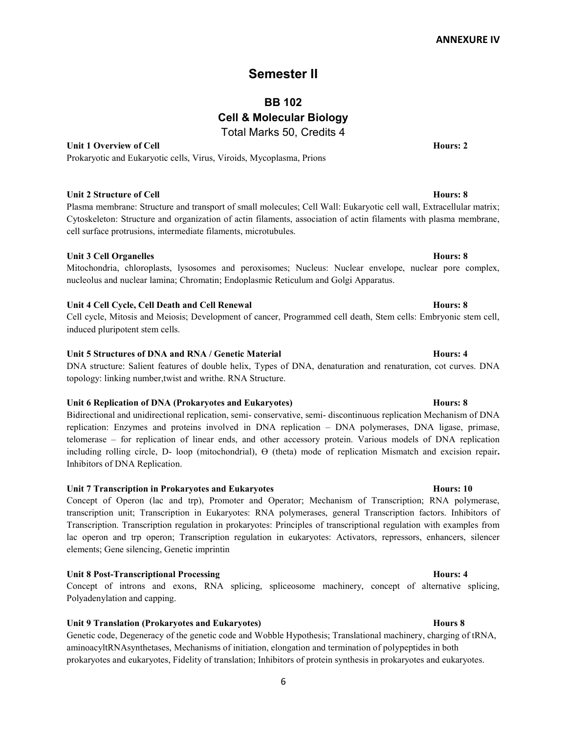**ANNEXURE IV**

# Semester II

## BB 102
## Cell & Molecular Biology

Total Marks 50, Credits 4

**Unit 1 Overview of Cell** **Hours: 2**

Prokaryotic and Eukaryotic cells, Virus, Viroids, Mycoplasma, Prions

**Unit 2 Structure of Cell** **Hours: 8**

Plasma membrane: Structure and transport of small molecules; Cell Wall: Eukaryotic cell wall, Extracellular matrix; Cytoskeleton: Structure and organization of actin filaments, association of actin filaments with plasma membrane, cell surface protrusions, intermediate filaments, microtubules.

**Unit 3 Cell Organelles** **Hours: 8**

Mitochondria, chloroplasts, lysosomes and peroxisomes; Nucleus: Nuclear envelope, nuclear pore complex, nucleolus and nuclear lamina; Chromatin; Endoplasmic Reticulum and Golgi Apparatus.

**Unit 4 Cell Cycle, Cell Death and Cell Renewal** **Hours: 8**

Cell cycle, Mitosis and Meiosis; Development of cancer, Programmed cell death, Stem cells: Embryonic stem cell, induced pluripotent stem cells.

**Unit 5 Structures of DNA and RNA / Genetic Material** **Hours: 4**

DNA structure: Salient features of double helix, Types of DNA, denaturation and renaturation, cot curves. DNA topology: linking number,twist and writhe. RNA Structure.

**Unit 6 Replication of DNA (Prokaryotes and Eukaryotes)** **Hours: 8**

Bidirectional and unidirectional replication, semi- conservative, semi- discontinuous replication Mechanism of DNA replication: Enzymes and proteins involved in DNA replication – DNA polymerases, DNA ligase, primase, telomerase – for replication of linear ends, and other accessory protein. Various models of DNA replication including rolling circle, D- loop (mitochondrial), ϴ (theta) mode of replication Mismatch and excision repair**.** Inhibitors of DNA Replication.

**Unit 7 Transcription in Prokaryotes and Eukaryotes** **Hours: 10**

Concept of Operon (lac and trp), Promoter and Operator; Mechanism of Transcription; RNA polymerase, transcription unit; Transcription in Eukaryotes: RNA polymerases, general Transcription factors. Inhibitors of Transcription. Transcription regulation in prokaryotes: Principles of transcriptional regulation with examples from lac operon and trp operon; Transcription regulation in eukaryotes: Activators, repressors, enhancers, silencer elements; Gene silencing, Genetic imprintin

**Unit 8 Post-Transcriptional Processing** **Hours: 4**

Concept of introns and exons, RNA splicing, spliceosome machinery, concept of alternative splicing, Polyadenylation and capping.

**Unit 9 Translation (Prokaryotes and Eukaryotes)** **Hours 8**

Genetic code, Degeneracy of the genetic code and Wobble Hypothesis; Translational machinery, charging of tRNA, aminoacyltRNAsynthetases, Mechanisms of initiation, elongation and termination of polypeptides in both prokaryotes and eukaryotes, Fidelity of translation; Inhibitors of protein synthesis in prokaryotes and eukaryotes.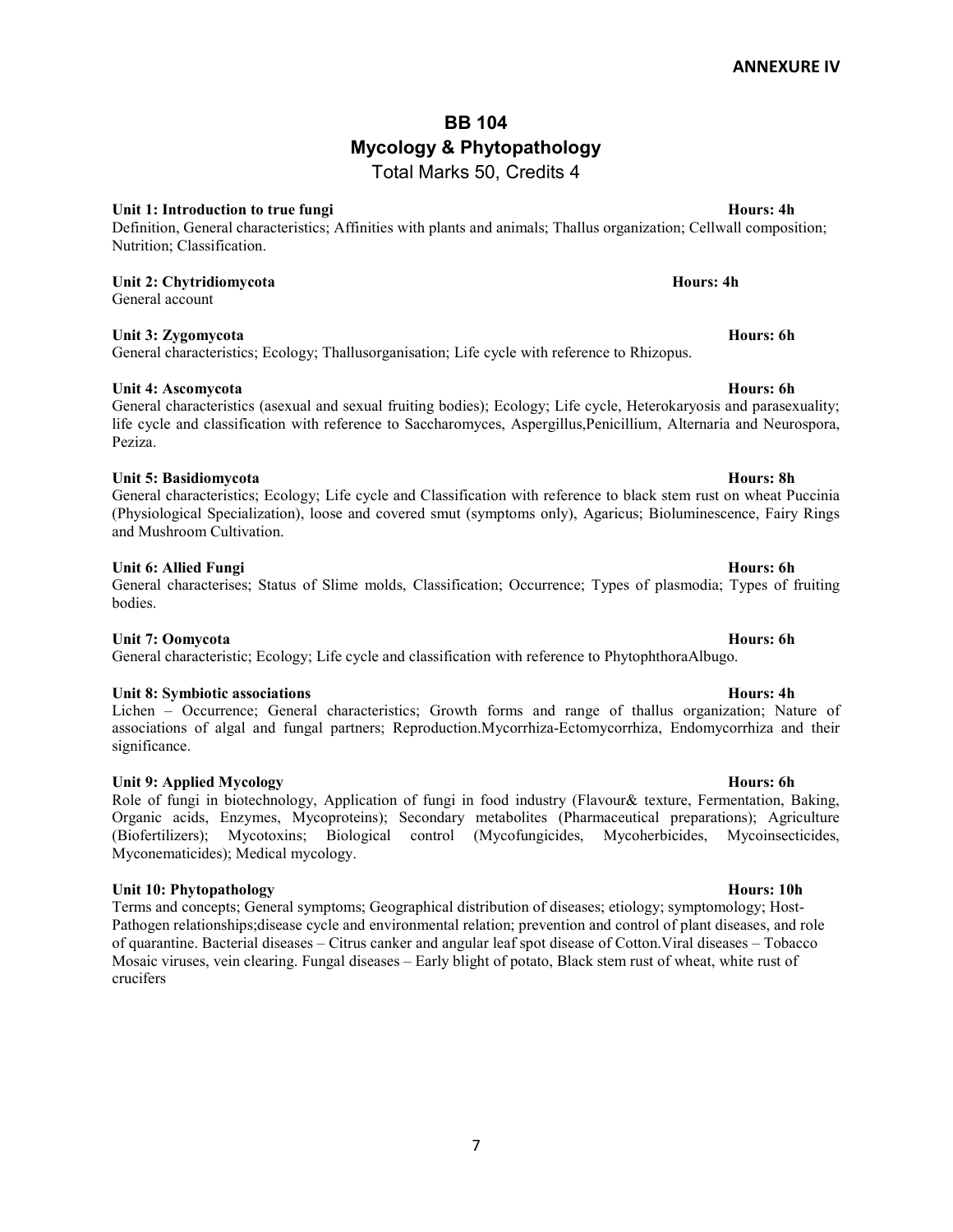**ANNEXURE IV**

# BB 104
## Mycology & Phytopathology

Total Marks 50, Credits 4

**Unit 1: Introduction to true fungi** **Hours: 4h**

Definition, General characteristics; Affinities with plants and animals; Thallus organization; Cellwall composition; Nutrition; Classification.

**Unit 2: Chytridiomycota** **Hours: 4h**

General account

**Unit 3: Zygomycota** **Hours: 6h**

General characteristics; Ecology; Thallusorganisation; Life cycle with reference to Rhizopus.

**Unit 4: Ascomycota** **Hours: 6h**

General characteristics (asexual and sexual fruiting bodies); Ecology; Life cycle, Heterokaryosis and parasexuality; life cycle and classification with reference to Saccharomyces, Aspergillus,Penicillium, Alternaria and Neurospora, Peziza.

**Unit 5: Basidiomycota** **Hours: 8h**

General characteristics; Ecology; Life cycle and Classification with reference to black stem rust on wheat Puccinia (Physiological Specialization), loose and covered smut (symptoms only), Agaricus; Bioluminescence, Fairy Rings and Mushroom Cultivation.

**Unit 6: Allied Fungi** **Hours: 6h**

General characterises; Status of Slime molds, Classification; Occurrence; Types of plasmodia; Types of fruiting bodies.

**Unit 7: Oomycota** **Hours: 6h**

General characteristic; Ecology; Life cycle and classification with reference to PhytophthoraAlbugo.

**Unit 8: Symbiotic associations** **Hours: 4h**

Lichen – Occurrence; General characteristics; Growth forms and range of thallus organization; Nature of associations of algal and fungal partners; Reproduction.Mycorrhiza-Ectomycorrhiza, Endomycorrhiza and their significance.

**Unit 9: Applied Mycology** **Hours: 6h**

Role of fungi in biotechnology, Application of fungi in food industry (Flavour& texture, Fermentation, Baking, Organic acids, Enzymes, Mycoproteins); Secondary metabolites (Pharmaceutical preparations); Agriculture (Biofertilizers); Mycotoxins; Biological control (Mycofungicides, Mycoherbicides, Mycoinsecticides, Myconematicides); Medical mycology.

**Unit 10: Phytopathology** **Hours: 10h**

Terms and concepts; General symptoms; Geographical distribution of diseases; etiology; symptomology; Host-Pathogen relationships;disease cycle and environmental relation; prevention and control of plant diseases, and role of quarantine. Bacterial diseases – Citrus canker and angular leaf spot disease of Cotton.Viral diseases – Tobacco Mosaic viruses, vein clearing. Fungal diseases – Early blight of potato, Black stem rust of wheat, white rust of crucifers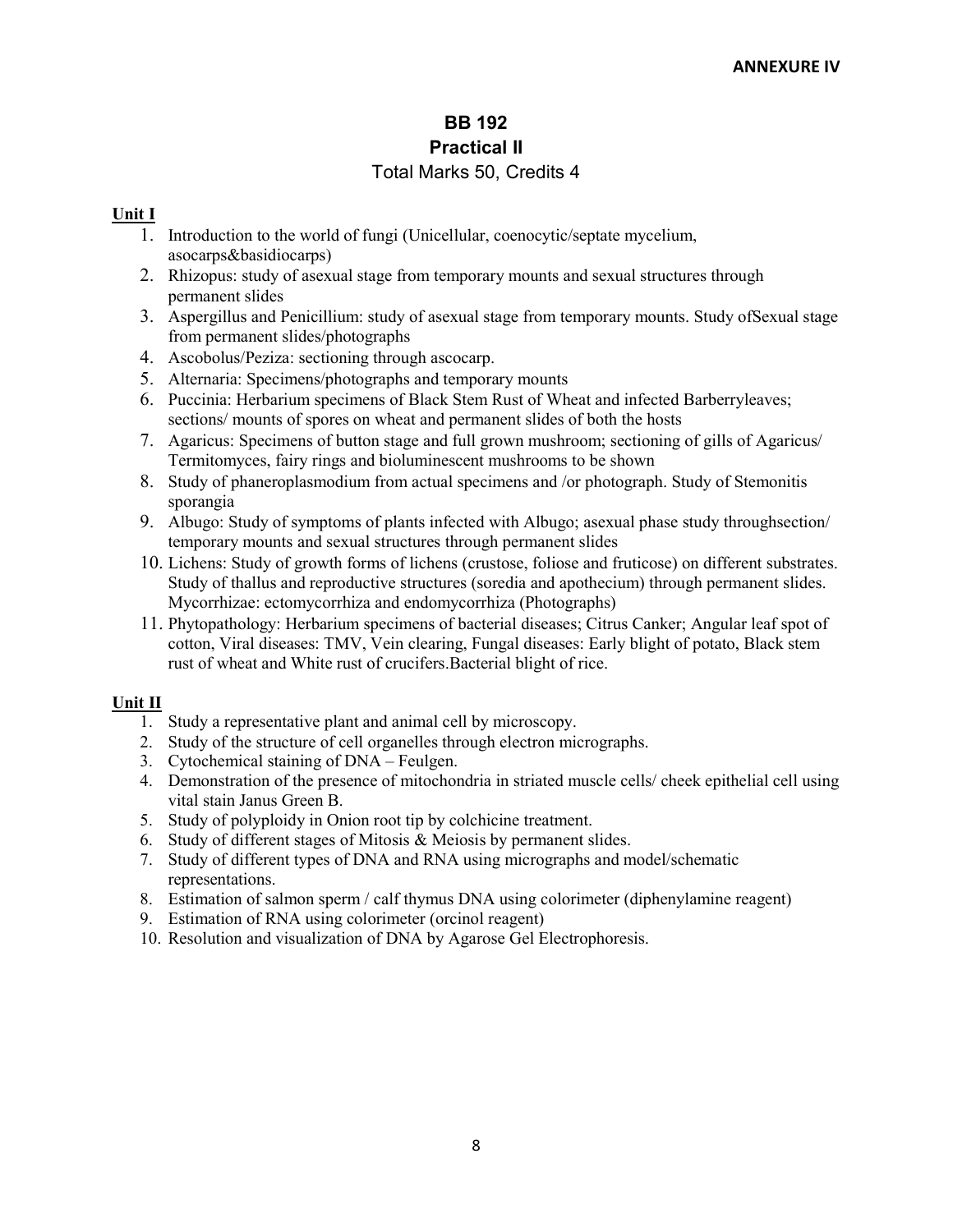**ANNEXURE IV**

# BB 192
## Practical II
Total Marks 50, Credits 4

**Unit I**

1. Introduction to the world of fungi (Unicellular, coenocytic/septate mycelium, asocarps&basidiocarps)
2. Rhizopus: study of asexual stage from temporary mounts and sexual structures through permanent slides
3. Aspergillus and Penicillium: study of asexual stage from temporary mounts. Study ofSexual stage from permanent slides/photographs
4. Ascobolus/Peziza: sectioning through ascocarp.
5. Alternaria: Specimens/photographs and temporary mounts
6. Puccinia: Herbarium specimens of Black Stem Rust of Wheat and infected Barberryleaves; sections/ mounts of spores on wheat and permanent slides of both the hosts
7. Agaricus: Specimens of button stage and full grown mushroom; sectioning of gills of Agaricus/ Termitomyces, fairy rings and bioluminescent mushrooms to be shown
8. Study of phaneroplasmodium from actual specimens and /or photograph. Study of Stemonitis sporangia
9. Albugo: Study of symptoms of plants infected with Albugo; asexual phase study throughsection/ temporary mounts and sexual structures through permanent slides
10. Lichens: Study of growth forms of lichens (crustose, foliose and fruticose) on different substrates. Study of thallus and reproductive structures (soredia and apothecium) through permanent slides. Mycorrhizae: ectomycorrhiza and endomycorrhiza (Photographs)
11. Phytopathology: Herbarium specimens of bacterial diseases; Citrus Canker; Angular leaf spot of cotton, Viral diseases: TMV, Vein clearing, Fungal diseases: Early blight of potato, Black stem rust of wheat and White rust of crucifers.Bacterial blight of rice.

**Unit II**

1. Study a representative plant and animal cell by microscopy.
2. Study of the structure of cell organelles through electron micrographs.
3. Cytochemical staining of DNA – Feulgen.
4. Demonstration of the presence of mitochondria in striated muscle cells/ cheek epithelial cell using vital stain Janus Green B.
5. Study of polyploidy in Onion root tip by colchicine treatment.
6. Study of different stages of Mitosis & Meiosis by permanent slides.
7. Study of different types of DNA and RNA using micrographs and model/schematic representations.
8. Estimation of salmon sperm / calf thymus DNA using colorimeter (diphenylamine reagent)
9. Estimation of RNA using colorimeter (orcinol reagent)
10. Resolution and visualization of DNA by Agarose Gel Electrophoresis.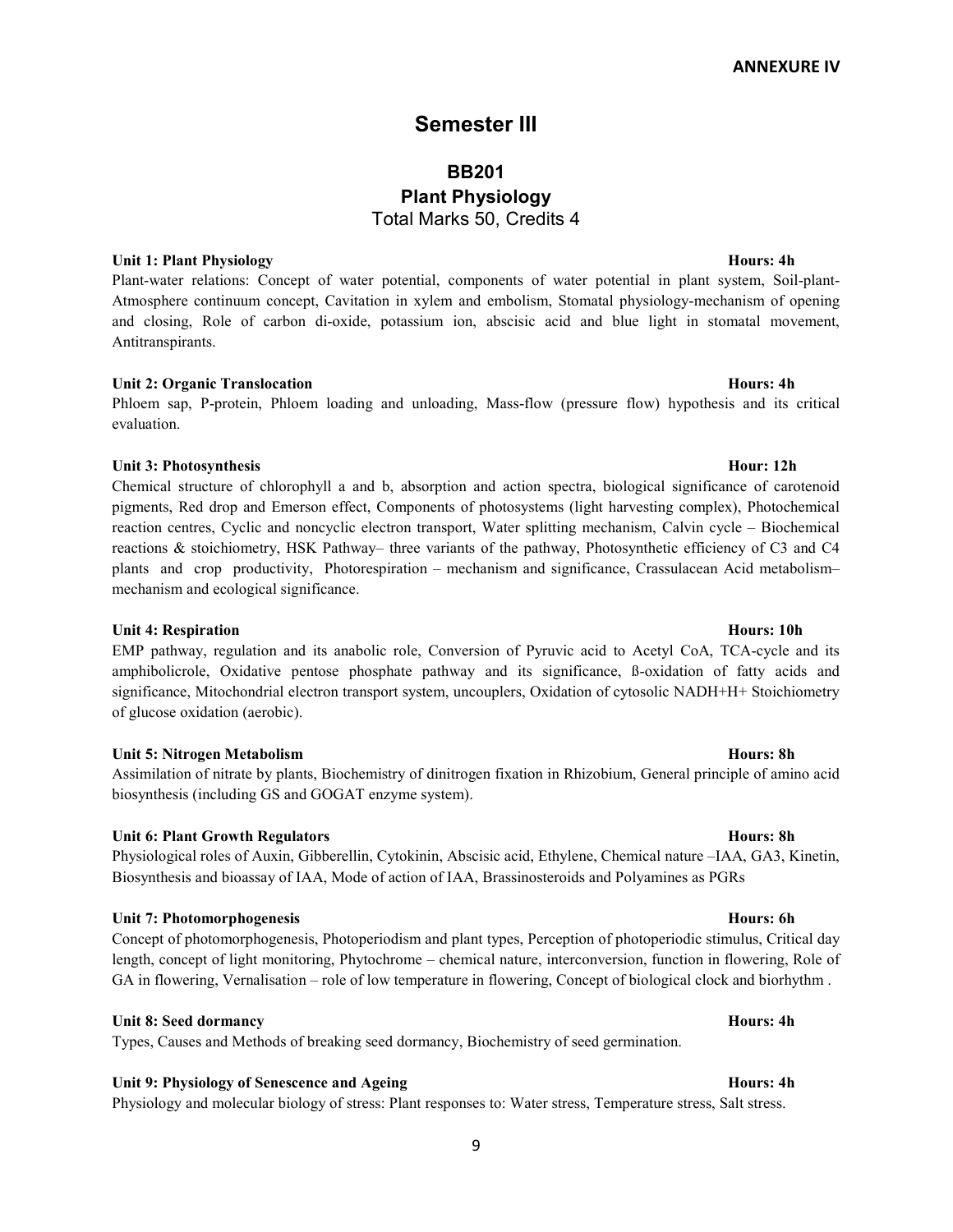**ANNEXURE IV**

# Semester III

## BB201
## Plant Physiology
Total Marks 50, Credits 4

**Unit 1: Plant Physiology** **Hours: 4h**
Plant-water relations: Concept of water potential, components of water potential in plant system, Soil-plant-Atmosphere continuum concept, Cavitation in xylem and embolism, Stomatal physiology-mechanism of opening and closing, Role of carbon di-oxide, potassium ion, abscisic acid and blue light in stomatal movement, Antitranspirants.

**Unit 2: Organic Translocation** **Hours: 4h**
Phloem sap, P-protein, Phloem loading and unloading, Mass-flow (pressure flow) hypothesis and its critical evaluation.

**Unit 3: Photosynthesis** **Hour: 12h**
Chemical structure of chlorophyll a and b, absorption and action spectra, biological significance of carotenoid pigments, Red drop and Emerson effect, Components of photosystems (light harvesting complex), Photochemical reaction centres, Cyclic and noncyclic electron transport, Water splitting mechanism, Calvin cycle – Biochemical reactions & stoichiometry, HSK Pathway– three variants of the pathway, Photosynthetic efficiency of C3 and C4 plants and crop productivity, Photorespiration – mechanism and significance, Crassulacean Acid metabolism– mechanism and ecological significance.

**Unit 4: Respiration** **Hours: 10h**
EMP pathway, regulation and its anabolic role, Conversion of Pyruvic acid to Acetyl CoA, TCA-cycle and its amphibolicrole, Oxidative pentose phosphate pathway and its significance, ß-oxidation of fatty acids and significance, Mitochondrial electron transport system, uncouplers, Oxidation of cytosolic NADH+H+ Stoichiometry of glucose oxidation (aerobic).

**Unit 5: Nitrogen Metabolism** **Hours: 8h**
Assimilation of nitrate by plants, Biochemistry of dinitrogen fixation in Rhizobium, General principle of amino acid biosynthesis (including GS and GOGAT enzyme system).

**Unit 6: Plant Growth Regulators** **Hours: 8h**
Physiological roles of Auxin, Gibberellin, Cytokinin, Abscisic acid, Ethylene, Chemical nature –IAA, GA3, Kinetin, Biosynthesis and bioassay of IAA, Mode of action of IAA, Brassinosteroids and Polyamines as PGRs

**Unit 7: Photomorphogenesis** **Hours: 6h**
Concept of photomorphogenesis, Photoperiodism and plant types, Perception of photoperiodic stimulus, Critical day length, concept of light monitoring, Phytochrome – chemical nature, interconversion, function in flowering, Role of GA in flowering, Vernalisation – role of low temperature in flowering, Concept of biological clock and biorhythm .

**Unit 8: Seed dormancy** **Hours: 4h**
Types, Causes and Methods of breaking seed dormancy, Biochemistry of seed germination.

**Unit 9: Physiology of Senescence and Ageing** **Hours: 4h**
Physiology and molecular biology of stress: Plant responses to: Water stress, Temperature stress, Salt stress.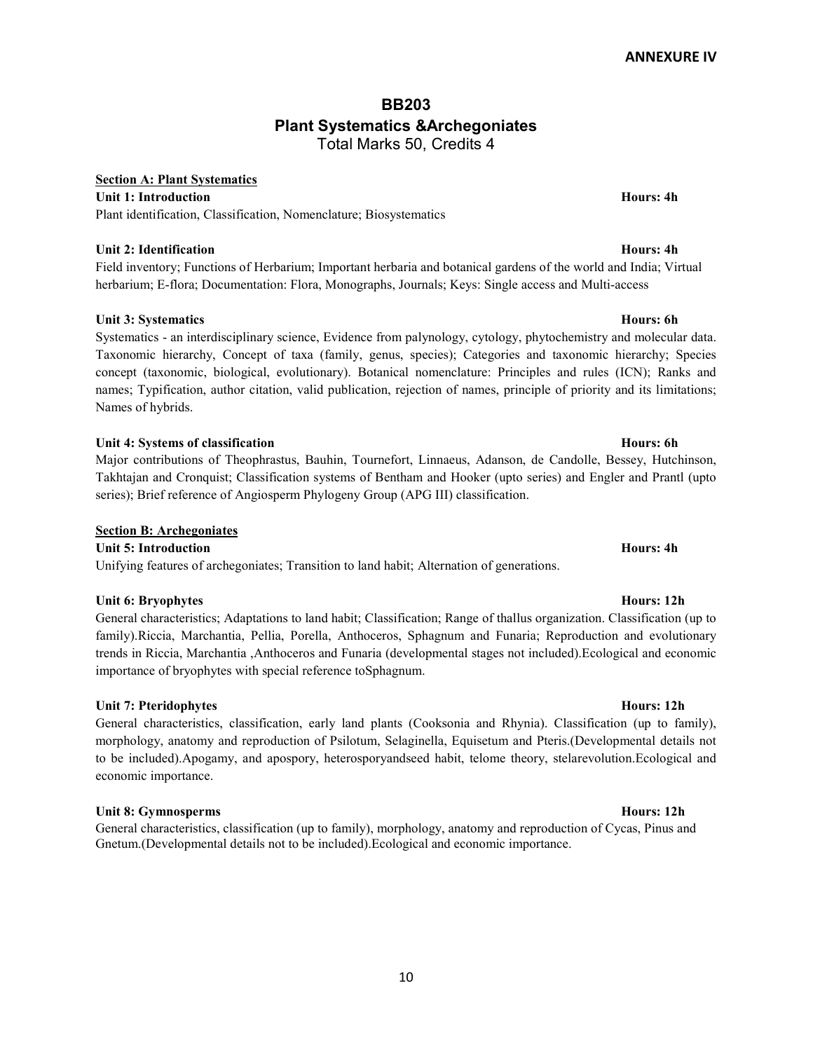**ANNEXURE IV**

# BB203
## Plant Systematics &Archegoniates
Total Marks 50, Credits 4

**Section A: Plant Systematics**

**Unit 1: Introduction** **Hours: 4h**

Plant identification, Classification, Nomenclature; Biosystematics

**Unit 2: Identification** **Hours: 4h**

Field inventory; Functions of Herbarium; Important herbaria and botanical gardens of the world and India; Virtual herbarium; E-flora; Documentation: Flora, Monographs, Journals; Keys: Single access and Multi-access

**Unit 3: Systematics** **Hours: 6h**

Systematics - an interdisciplinary science, Evidence from palynology, cytology, phytochemistry and molecular data. Taxonomic hierarchy, Concept of taxa (family, genus, species); Categories and taxonomic hierarchy; Species concept (taxonomic, biological, evolutionary). Botanical nomenclature: Principles and rules (ICN); Ranks and names; Typification, author citation, valid publication, rejection of names, principle of priority and its limitations; Names of hybrids.

**Unit 4: Systems of classification** **Hours: 6h**

Major contributions of Theophrastus, Bauhin, Tournefort, Linnaeus, Adanson, de Candolle, Bessey, Hutchinson, Takhtajan and Cronquist; Classification systems of Bentham and Hooker (upto series) and Engler and Prantl (upto series); Brief reference of Angiosperm Phylogeny Group (APG III) classification.

**Section B: Archegoniates**

**Unit 5: Introduction** **Hours: 4h**

Unifying features of archegoniates; Transition to land habit; Alternation of generations.

**Unit 6: Bryophytes** **Hours: 12h**

General characteristics; Adaptations to land habit; Classification; Range of thallus organization. Classification (up to family).Riccia, Marchantia, Pellia, Porella, Anthoceros, Sphagnum and Funaria; Reproduction and evolutionary trends in Riccia, Marchantia ,Anthoceros and Funaria (developmental stages not included).Ecological and economic importance of bryophytes with special reference toSphagnum.

**Unit 7: Pteridophytes** **Hours: 12h**

General characteristics, classification, early land plants (Cooksonia and Rhynia). Classification (up to family), morphology, anatomy and reproduction of Psilotum, Selaginella, Equisetum and Pteris.(Developmental details not to be included).Apogamy, and apospory, heterosporyandseed habit, telome theory, stelarevolution.Ecological and economic importance.

**Unit 8: Gymnosperms** **Hours: 12h**

General characteristics, classification (up to family), morphology, anatomy and reproduction of Cycas, Pinus and Gnetum.(Developmental details not to be included).Ecological and economic importance.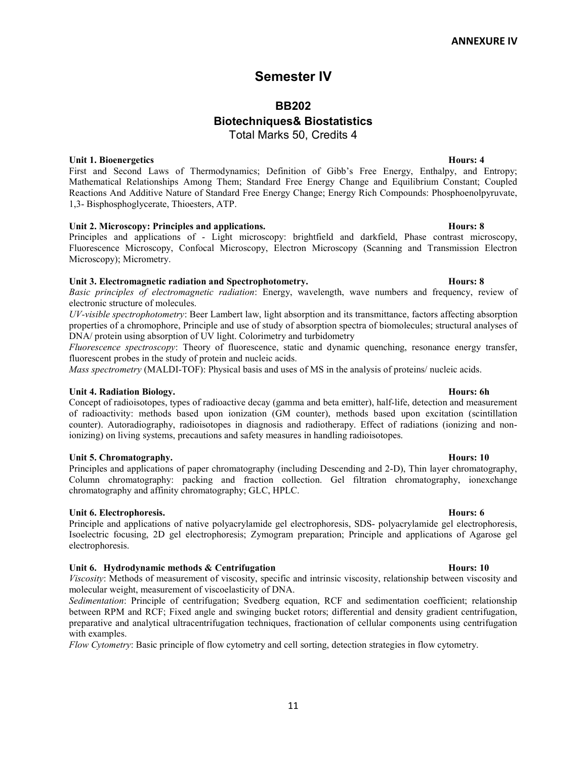**ANNEXURE IV**

# Semester IV

## BB202
## Biotechniques& Biostatistics

Total Marks 50, Credits 4

**Unit 1. Bioenergetics** **Hours: 4**

First and Second Laws of Thermodynamics; Definition of Gibb's Free Energy, Enthalpy, and Entropy; Mathematical Relationships Among Them; Standard Free Energy Change and Equilibrium Constant; Coupled Reactions And Additive Nature of Standard Free Energy Change; Energy Rich Compounds: Phosphoenolpyruvate, 1,3- Bisphosphoglycerate, Thioesters, ATP.

**Unit 2. Microscopy: Principles and applications.** **Hours: 8**

Principles and applications of - Light microscopy: brightfield and darkfield, Phase contrast microscopy, Fluorescence Microscopy, Confocal Microscopy, Electron Microscopy (Scanning and Transmission Electron Microscopy); Micrometry.

**Unit 3. Electromagnetic radiation and Spectrophotometry.** **Hours: 8**

*Basic principles of electromagnetic radiation*: Energy, wavelength, wave numbers and frequency, review of electronic structure of molecules.

*UV-visible spectrophotometry*: Beer Lambert law, light absorption and its transmittance, factors affecting absorption properties of a chromophore, Principle and use of study of absorption spectra of biomolecules; structural analyses of DNA/ protein using absorption of UV light. Colorimetry and turbidometry

*Fluorescence spectroscopy*: Theory of fluorescence, static and dynamic quenching, resonance energy transfer, fluorescent probes in the study of protein and nucleic acids.

*Mass spectrometry* (MALDI-TOF): Physical basis and uses of MS in the analysis of proteins/ nucleic acids.

**Unit 4. Radiation Biology.** **Hours: 6h**

Concept of radioisotopes, types of radioactive decay (gamma and beta emitter), half-life, detection and measurement of radioactivity: methods based upon ionization (GM counter), methods based upon excitation (scintillation counter). Autoradiography, radioisotopes in diagnosis and radiotherapy. Effect of radiations (ionizing and non-ionizing) on living systems, precautions and safety measures in handling radioisotopes.

**Unit 5. Chromatography.** **Hours: 10**

Principles and applications of paper chromatography (including Descending and 2-D), Thin layer chromatography, Column chromatography: packing and fraction collection. Gel filtration chromatography, ionexchange chromatography and affinity chromatography; GLC, HPLC.

**Unit 6. Electrophoresis.** **Hours: 6**

Principle and applications of native polyacrylamide gel electrophoresis, SDS- polyacrylamide gel electrophoresis, Isoelectric focusing, 2D gel electrophoresis; Zymogram preparation; Principle and applications of Agarose gel electrophoresis.

**Unit 6. Hydrodynamic methods & Centrifugation** **Hours: 10**

*Viscosity*: Methods of measurement of viscosity, specific and intrinsic viscosity, relationship between viscosity and molecular weight, measurement of viscoelasticity of DNA.

*Sedimentation*: Principle of centrifugation; Svedberg equation, RCF and sedimentation coefficient; relationship between RPM and RCF; Fixed angle and swinging bucket rotors; differential and density gradient centrifugation, preparative and analytical ultracentrifugation techniques, fractionation of cellular components using centrifugation with examples.

*Flow Cytometry*: Basic principle of flow cytometry and cell sorting, detection strategies in flow cytometry.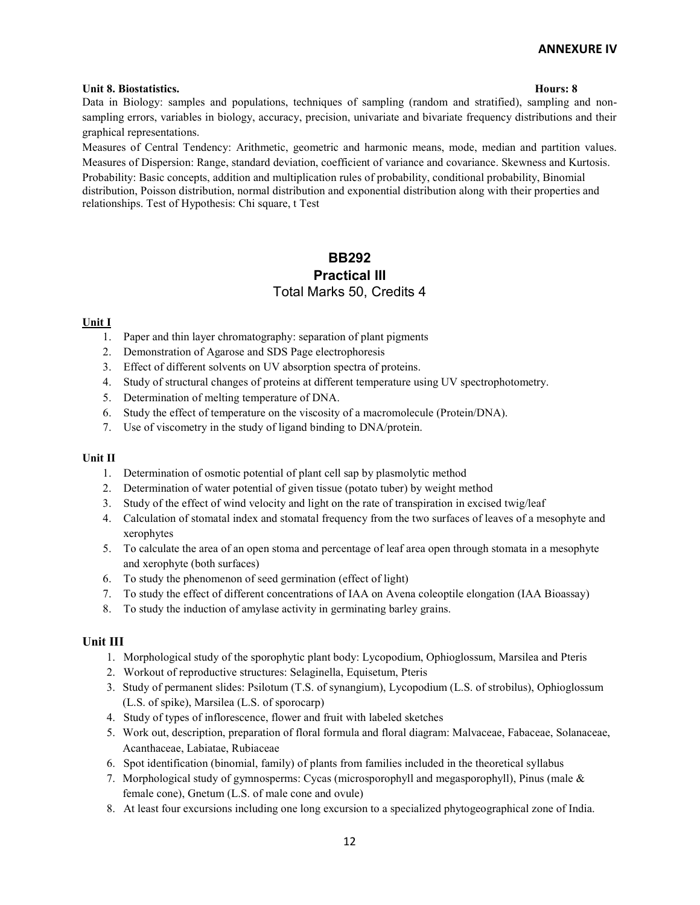**ANNEXURE IV**

**Unit 8. Biostatistics.** **Hours: 8**

Data in Biology: samples and populations, techniques of sampling (random and stratified), sampling and non-sampling errors, variables in biology, accuracy, precision, univariate and bivariate frequency distributions and their graphical representations.

Measures of Central Tendency: Arithmetic, geometric and harmonic means, mode, median and partition values. Measures of Dispersion: Range, standard deviation, coefficient of variance and covariance. Skewness and Kurtosis. Probability: Basic concepts, addition and multiplication rules of probability, conditional probability, Binomial distribution, Poisson distribution, normal distribution and exponential distribution along with their properties and relationships. Test of Hypothesis: Chi square, t Test

## BB292
## Practical III
Total Marks 50, Credits 4

### Unit I

1. Paper and thin layer chromatography: separation of plant pigments
2. Demonstration of Agarose and SDS Page electrophoresis
3. Effect of different solvents on UV absorption spectra of proteins.
4. Study of structural changes of proteins at different temperature using UV spectrophotometry.
5. Determination of melting temperature of DNA.
6. Study the effect of temperature on the viscosity of a macromolecule (Protein/DNA).
7. Use of viscometry in the study of ligand binding to DNA/protein.

### Unit II

1. Determination of osmotic potential of plant cell sap by plasmolytic method
2. Determination of water potential of given tissue (potato tuber) by weight method
3. Study of the effect of wind velocity and light on the rate of transpiration in excised twig/leaf
4. Calculation of stomatal index and stomatal frequency from the two surfaces of leaves of a mesophyte and xerophytes
5. To calculate the area of an open stoma and percentage of leaf area open through stomata in a mesophyte and xerophyte (both surfaces)
6. To study the phenomenon of seed germination (effect of light)
7. To study the effect of different concentrations of IAA on Avena coleoptile elongation (IAA Bioassay)
8. To study the induction of amylase activity in germinating barley grains.

### Unit III

1. Morphological study of the sporophytic plant body: Lycopodium, Ophioglossum, Marsilea and Pteris
2. Workout of reproductive structures: Selaginella, Equisetum, Pteris
3. Study of permanent slides: Psilotum (T.S. of synangium), Lycopodium (L.S. of strobilus), Ophioglossum (L.S. of spike), Marsilea (L.S. of sporocarp)
4. Study of types of inflorescence, flower and fruit with labeled sketches
5. Work out, description, preparation of floral formula and floral diagram: Malvaceae, Fabaceae, Solanaceae, Acanthaceae, Labiatae, Rubiaceae
6. Spot identification (binomial, family) of plants from families included in the theoretical syllabus
7. Morphological study of gymnosperms: Cycas (microsporophyll and megasporophyll), Pinus (male & female cone), Gnetum (L.S. of male cone and ovule)
8. At least four excursions including one long excursion to a specialized phytogeographical zone of India.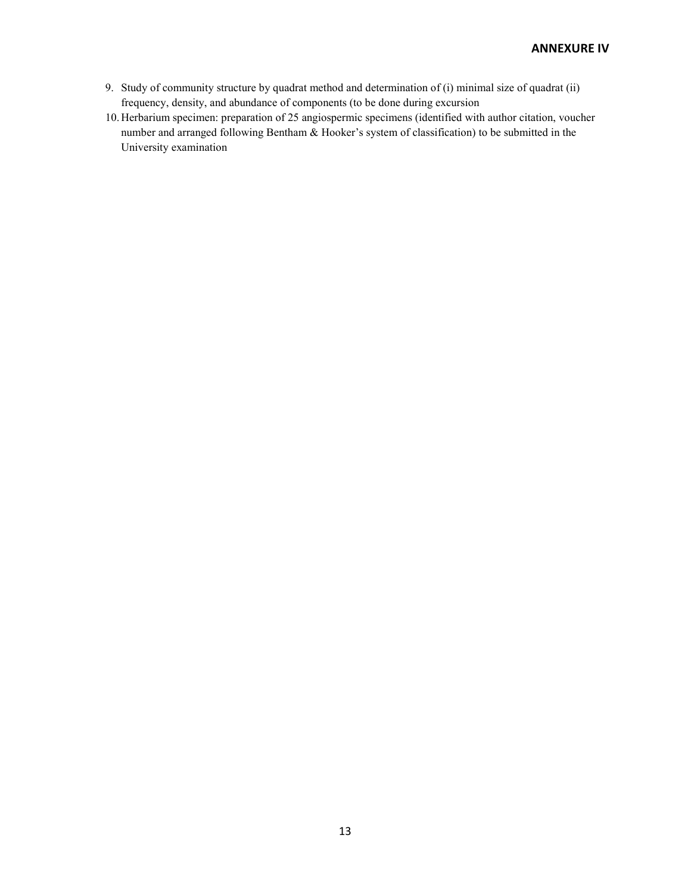9. Study of community structure by quadrat method and determination of (i) minimal size of quadrat (ii) frequency, density, and abundance of components (to be done during excursion
10. Herbarium specimen: preparation of 25 angiospermic specimens (identified with author citation, voucher number and arranged following Bentham & Hooker's system of classification) to be submitted in the University examination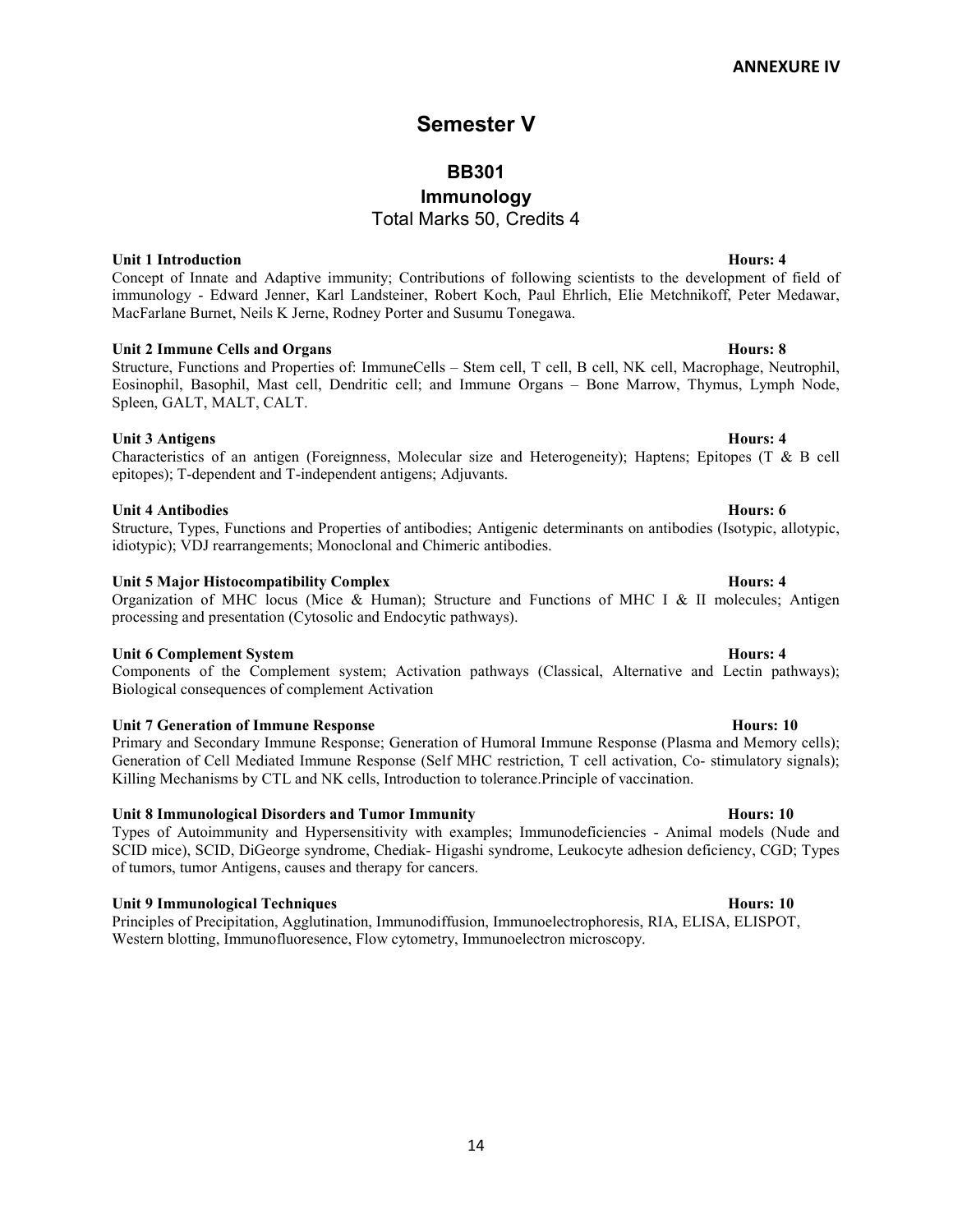**ANNEXURE IV**

# Semester V

## BB301

## Immunology

Total Marks 50, Credits 4

**Unit 1 Introduction** **Hours: 4**

Concept of Innate and Adaptive immunity; Contributions of following scientists to the development of field of immunology - Edward Jenner, Karl Landsteiner, Robert Koch, Paul Ehrlich, Elie Metchnikoff, Peter Medawar, MacFarlane Burnet, Neils K Jerne, Rodney Porter and Susumu Tonegawa.

**Unit 2 Immune Cells and Organs** **Hours: 8**

Structure, Functions and Properties of: ImmuneCells – Stem cell, T cell, B cell, NK cell, Macrophage, Neutrophil, Eosinophil, Basophil, Mast cell, Dendritic cell; and Immune Organs – Bone Marrow, Thymus, Lymph Node, Spleen, GALT, MALT, CALT.

**Unit 3 Antigens** **Hours: 4**

Characteristics of an antigen (Foreignness, Molecular size and Heterogeneity); Haptens; Epitopes (T & B cell epitopes); T-dependent and T-independent antigens; Adjuvants.

**Unit 4 Antibodies** **Hours: 6**

Structure, Types, Functions and Properties of antibodies; Antigenic determinants on antibodies (Isotypic, allotypic, idiotypic); VDJ rearrangements; Monoclonal and Chimeric antibodies.

**Unit 5 Major Histocompatibility Complex** **Hours: 4**

Organization of MHC locus (Mice & Human); Structure and Functions of MHC I & II molecules; Antigen processing and presentation (Cytosolic and Endocytic pathways).

**Unit 6 Complement System** **Hours: 4**

Components of the Complement system; Activation pathways (Classical, Alternative and Lectin pathways); Biological consequences of complement Activation

**Unit 7 Generation of Immune Response** **Hours: 10**

Primary and Secondary Immune Response; Generation of Humoral Immune Response (Plasma and Memory cells); Generation of Cell Mediated Immune Response (Self MHC restriction, T cell activation, Co- stimulatory signals); Killing Mechanisms by CTL and NK cells, Introduction to tolerance.Principle of vaccination.

**Unit 8 Immunological Disorders and Tumor Immunity** **Hours: 10**

Types of Autoimmunity and Hypersensitivity with examples; Immunodeficiencies - Animal models (Nude and SCID mice), SCID, DiGeorge syndrome, Chediak- Higashi syndrome, Leukocyte adhesion deficiency, CGD; Types of tumors, tumor Antigens, causes and therapy for cancers.

**Unit 9 Immunological Techniques** **Hours: 10**

Principles of Precipitation, Agglutination, Immunodiffusion, Immunoelectrophoresis, RIA, ELISA, ELISPOT, Western blotting, Immunofluoresence, Flow cytometry, Immunoelectron microscopy.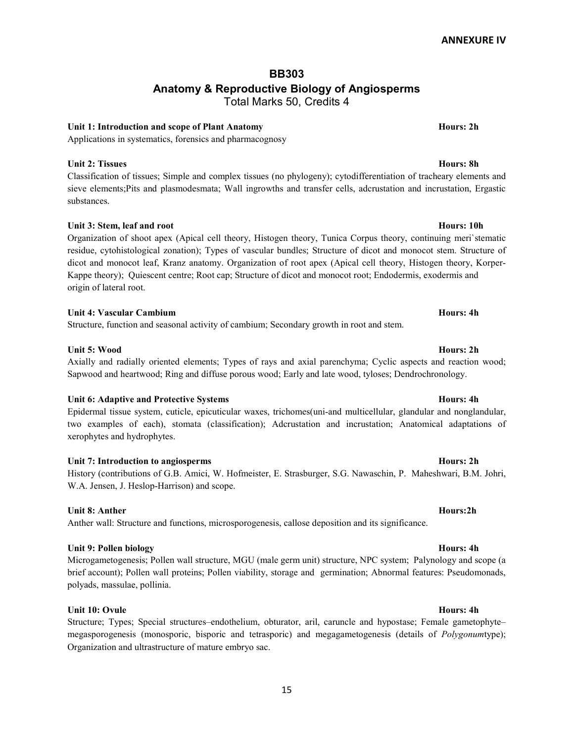**ANNEXURE IV**

# BB303

## Anatomy & Reproductive Biology of Angiosperms

Total Marks 50, Credits 4

**Unit 1: Introduction and scope of Plant Anatomy** **Hours: 2h**

Applications in systematics, forensics and pharmacognosy

**Unit 2: Tissues** **Hours: 8h**

Classification of tissues; Simple and complex tissues (no phylogeny); cytodifferentiation of tracheary elements and sieve elements;Pits and plasmodesmata; Wall ingrowths and transfer cells, adcrustation and incrustation, Ergastic substances.

**Unit 3: Stem, leaf and root** **Hours: 10h**

Organization of shoot apex (Apical cell theory, Histogen theory, Tunica Corpus theory, continuing meri`stematic residue, cytohistological zonation); Types of vascular bundles; Structure of dicot and monocot stem. Structure of dicot and monocot leaf, Kranz anatomy. Organization of root apex (Apical cell theory, Histogen theory, Korper-Kappe theory); Quiescent centre; Root cap; Structure of dicot and monocot root; Endodermis, exodermis and origin of lateral root.

**Unit 4: Vascular Cambium** **Hours: 4h**

Structure, function and seasonal activity of cambium; Secondary growth in root and stem.

**Unit 5: Wood** **Hours: 2h**

Axially and radially oriented elements; Types of rays and axial parenchyma; Cyclic aspects and reaction wood; Sapwood and heartwood; Ring and diffuse porous wood; Early and late wood, tyloses; Dendrochronology.

**Unit 6: Adaptive and Protective Systems** **Hours: 4h**

Epidermal tissue system, cuticle, epicuticular waxes, trichomes(uni-and multicellular, glandular and nonglandular, two examples of each), stomata (classification); Adcrustation and incrustation; Anatomical adaptations of xerophytes and hydrophytes.

**Unit 7: Introduction to angiosperms** **Hours: 2h**

History (contributions of G.B. Amici, W. Hofmeister, E. Strasburger, S.G. Nawaschin, P. Maheshwari, B.M. Johri, W.A. Jensen, J. Heslop-Harrison) and scope.

**Unit 8: Anther** **Hours:2h**

Anther wall: Structure and functions, microsporogenesis, callose deposition and its significance.

**Unit 9: Pollen biology** **Hours: 4h**

Microgametogenesis; Pollen wall structure, MGU (male germ unit) structure, NPC system; Palynology and scope (a brief account); Pollen wall proteins; Pollen viability, storage and germination; Abnormal features: Pseudomonads, polyads, massulae, pollinia.

**Unit 10: Ovule** **Hours: 4h**

Structure; Types; Special structures–endothelium, obturator, aril, caruncle and hypostase; Female gametophyte–megasporogenesis (monosporic, bisporic and tetrasporic) and megagametogenesis (details of *Polygonum*type); Organization and ultrastructure of mature embryo sac.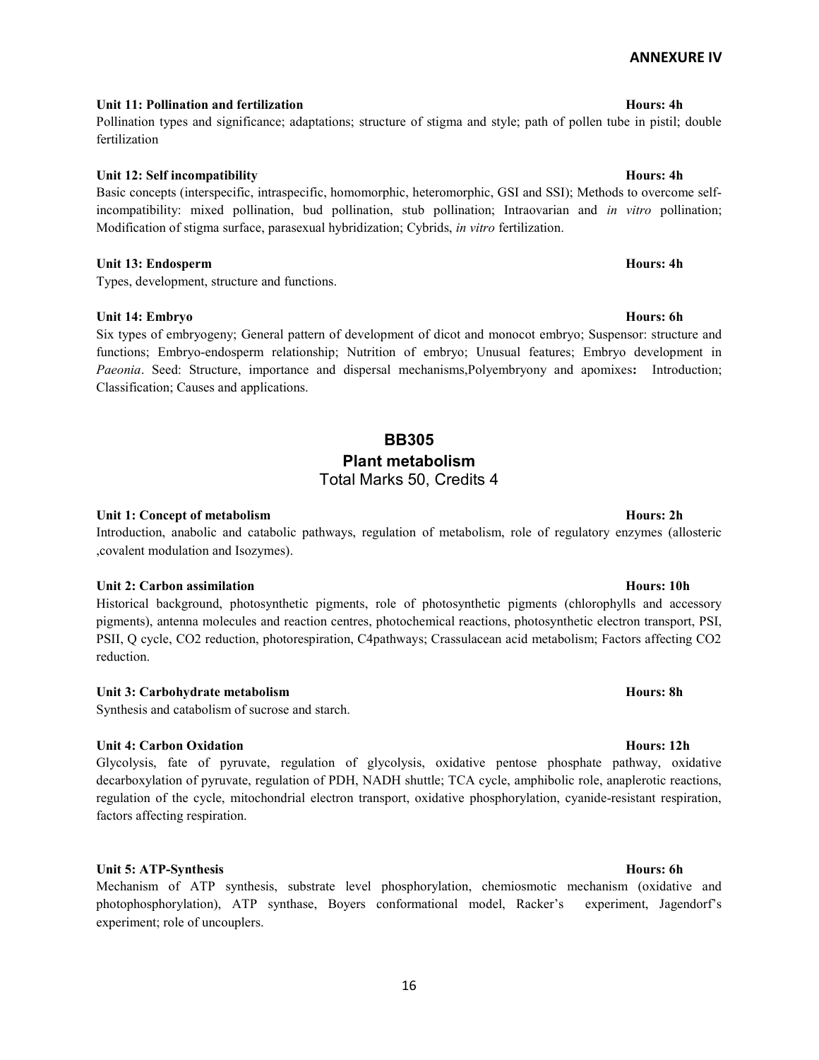**ANNEXURE IV**

**Unit 11: Pollination and fertilization** **Hours: 4h**

Pollination types and significance; adaptations; structure of stigma and style; path of pollen tube in pistil; double fertilization

**Unit 12: Self incompatibility** **Hours: 4h**

Basic concepts (interspecific, intraspecific, homomorphic, heteromorphic, GSI and SSI); Methods to overcome self-incompatibility: mixed pollination, bud pollination, stub pollination; Intraovarian and *in vitro* pollination; Modification of stigma surface, parasexual hybridization; Cybrids, *in vitro* fertilization.

**Unit 13: Endosperm** **Hours: 4h**

Types, development, structure and functions.

**Unit 14: Embryo** **Hours: 6h**

Six types of embryogeny; General pattern of development of dicot and monocot embryo; Suspensor: structure and functions; Embryo-endosperm relationship; Nutrition of embryo; Unusual features; Embryo development in *Paeonia*. Seed: Structure, importance and dispersal mechanisms,Polyembryony and apomixes**:** Introduction; Classification; Causes and applications.

## BB305

## Plant metabolism

Total Marks 50, Credits 4

**Unit 1: Concept of metabolism** **Hours: 2h**

Introduction, anabolic and catabolic pathways, regulation of metabolism, role of regulatory enzymes (allosteric ,covalent modulation and Isozymes).

**Unit 2: Carbon assimilation** **Hours: 10h**

Historical background, photosynthetic pigments, role of photosynthetic pigments (chlorophylls and accessory pigments), antenna molecules and reaction centres, photochemical reactions, photosynthetic electron transport, PSI, PSII, Q cycle, $CO_2$ reduction, photorespiration, C4pathways; Crassulacean acid metabolism; Factors affecting $CO_2$ reduction.

**Unit 3: Carbohydrate metabolism** **Hours: 8h**

Synthesis and catabolism of sucrose and starch.

**Unit 4: Carbon Oxidation** **Hours: 12h**

Glycolysis, fate of pyruvate, regulation of glycolysis, oxidative pentose phosphate pathway, oxidative decarboxylation of pyruvate, regulation of PDH, NADH shuttle; TCA cycle, amphibolic role, anaplerotic reactions, regulation of the cycle, mitochondrial electron transport, oxidative phosphorylation, cyanide-resistant respiration, factors affecting respiration.

**Unit 5: ATP-Synthesis** **Hours: 6h**

Mechanism of ATP synthesis, substrate level phosphorylation, chemiosmotic mechanism (oxidative and photophosphorylation), ATP synthase, Boyers conformational model, Racker's experiment, Jagendorf's experiment; role of uncouplers.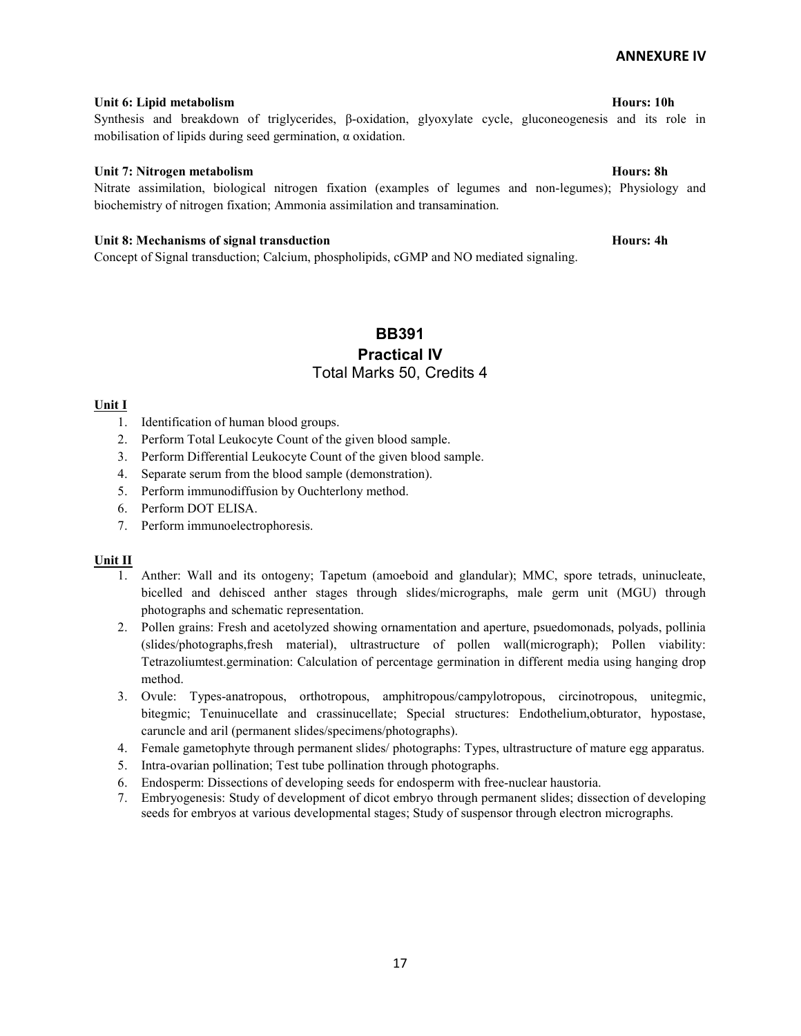**ANNEXURE IV**

**Unit 6: Lipid metabolism** **Hours: 10h**

Synthesis and breakdown of triglycerides, β-oxidation, glyoxylate cycle, gluconeogenesis and its role in mobilisation of lipids during seed germination, α oxidation.

**Unit 7: Nitrogen metabolism** **Hours: 8h**

Nitrate assimilation, biological nitrogen fixation (examples of legumes and non-legumes); Physiology and biochemistry of nitrogen fixation; Ammonia assimilation and transamination.

**Unit 8: Mechanisms of signal transduction** **Hours: 4h**

Concept of Signal transduction; Calcium, phospholipids, cGMP and NO mediated signaling.

## BB391
## Practical IV
### Total Marks 50, Credits 4

**Unit I**

1. Identification of human blood groups.
2. Perform Total Leukocyte Count of the given blood sample.
3. Perform Differential Leukocyte Count of the given blood sample.
4. Separate serum from the blood sample (demonstration).
5. Perform immunodiffusion by Ouchterlony method.
6. Perform DOT ELISA.
7. Perform immunoelectrophoresis.

**Unit II**

1. Anther: Wall and its ontogeny; Tapetum (amoeboid and glandular); MMC, spore tetrads, uninucleate, bicelled and dehisced anther stages through slides/micrographs, male germ unit (MGU) through photographs and schematic representation.
2. Pollen grains: Fresh and acetolyzed showing ornamentation and aperture, psuedomonads, polyads, pollinia (slides/photographs,fresh material), ultrastructure of pollen wall(micrograph); Pollen viability: Tetrazoliumtest.germination: Calculation of percentage germination in different media using hanging drop method.
3. Ovule: Types-anatropous, orthotropous, amphitropous/campylotropous, circinotropous, unitegmic, bitegmic; Tenuinucellate and crassinucellate; Special structures: Endothelium,obturator, hypostase, caruncle and aril (permanent slides/specimens/photographs).
4. Female gametophyte through permanent slides/ photographs: Types, ultrastructure of mature egg apparatus.
5. Intra-ovarian pollination; Test tube pollination through photographs.
6. Endosperm: Dissections of developing seeds for endosperm with free-nuclear haustoria.
7. Embryogenesis: Study of development of dicot embryo through permanent slides; dissection of developing seeds for embryos at various developmental stages; Study of suspensor through electron micrographs.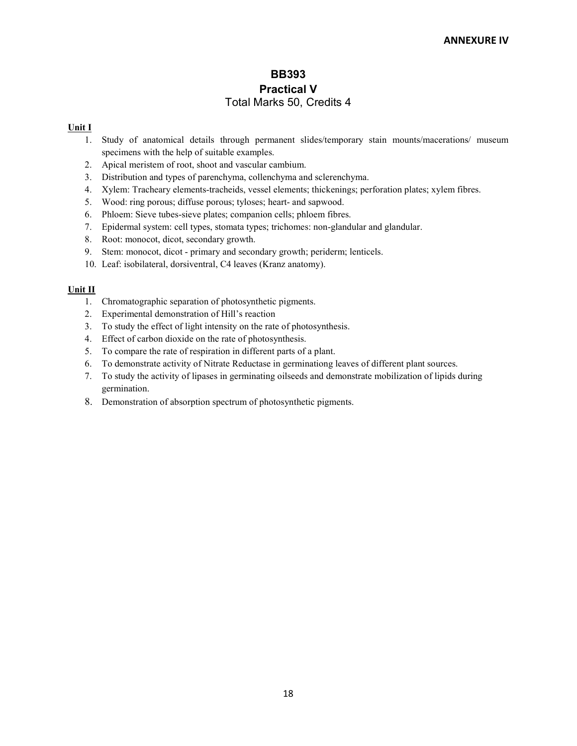**ANNEXURE IV**

# BB393

## Practical V

Total Marks 50, Credits 4

**Unit I**

1. Study of anatomical details through permanent slides/temporary stain mounts/macerations/ museum specimens with the help of suitable examples.
2. Apical meristem of root, shoot and vascular cambium.
3. Distribution and types of parenchyma, collenchyma and sclerenchyma.
4. Xylem: Tracheary elements-tracheids, vessel elements; thickenings; perforation plates; xylem fibres.
5. Wood: ring porous; diffuse porous; tyloses; heart- and sapwood.
6. Phloem: Sieve tubes-sieve plates; companion cells; phloem fibres.
7. Epidermal system: cell types, stomata types; trichomes: non-glandular and glandular.
8. Root: monocot, dicot, secondary growth.
9. Stem: monocot, dicot - primary and secondary growth; periderm; lenticels.
10. Leaf: isobilateral, dorsiventral, C4 leaves (Kranz anatomy).

**Unit II**

1. Chromatographic separation of photosynthetic pigments.
2. Experimental demonstration of Hill's reaction
3. To study the effect of light intensity on the rate of photosynthesis.
4. Effect of carbon dioxide on the rate of photosynthesis.
5. To compare the rate of respiration in different parts of a plant.
6. To demonstrate activity of Nitrate Reductase in germinationg leaves of different plant sources.
7. To study the activity of lipases in germinating oilseeds and demonstrate mobilization of lipids during germination.
8. Demonstration of absorption spectrum of photosynthetic pigments.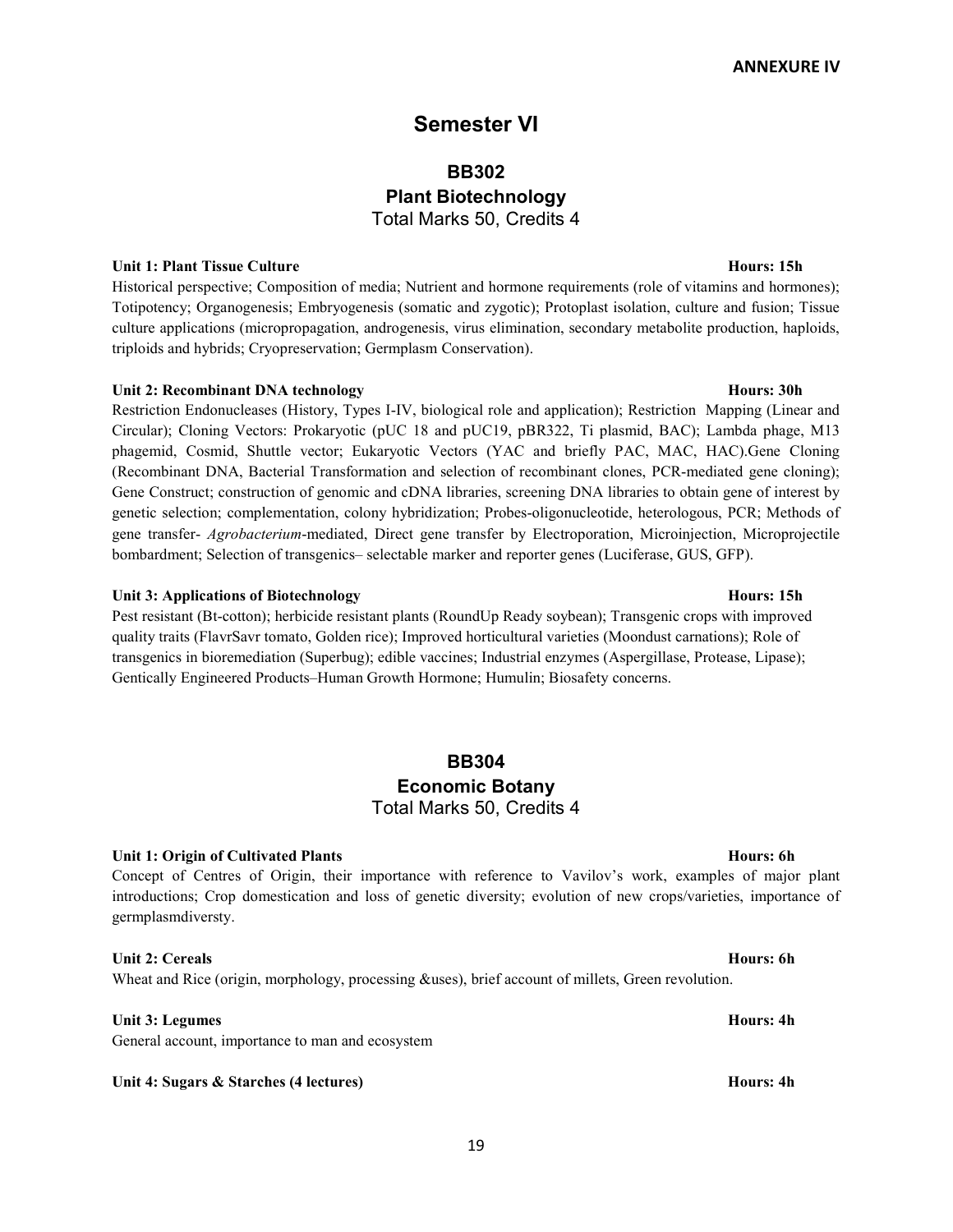**ANNEXURE IV**

# Semester VI

## BB302
## Plant Biotechnology
Total Marks 50, Credits 4

**Unit 1: Plant Tissue Culture** **Hours: 15h**

Historical perspective; Composition of media; Nutrient and hormone requirements (role of vitamins and hormones); Totipotency; Organogenesis; Embryogenesis (somatic and zygotic); Protoplast isolation, culture and fusion; Tissue culture applications (micropropagation, androgenesis, virus elimination, secondary metabolite production, haploids, triploids and hybrids; Cryopreservation; Germplasm Conservation).

**Unit 2: Recombinant DNA technology** **Hours: 30h**

Restriction Endonucleases (History, Types I-IV, biological role and application); Restriction Mapping (Linear and Circular); Cloning Vectors: Prokaryotic (pUC 18 and pUC19, pBR322, Ti plasmid, BAC); Lambda phage, M13 phagemid, Cosmid, Shuttle vector; Eukaryotic Vectors (YAC and briefly PAC, MAC, HAC).Gene Cloning (Recombinant DNA, Bacterial Transformation and selection of recombinant clones, PCR-mediated gene cloning); Gene Construct; construction of genomic and cDNA libraries, screening DNA libraries to obtain gene of interest by genetic selection; complementation, colony hybridization; Probes-oligonucleotide, heterologous, PCR; Methods of gene transfer- *Agrobacterium*-mediated, Direct gene transfer by Electroporation, Microinjection, Microprojectile bombardment; Selection of transgenics– selectable marker and reporter genes (Luciferase, GUS, GFP).

**Unit 3: Applications of Biotechnology** **Hours: 15h**

Pest resistant (Bt-cotton); herbicide resistant plants (RoundUp Ready soybean); Transgenic crops with improved quality traits (FlavrSavr tomato, Golden rice); Improved horticultural varieties (Moondust carnations); Role of transgenics in bioremediation (Superbug); edible vaccines; Industrial enzymes (Aspergillase, Protease, Lipase); Gentically Engineered Products–Human Growth Hormone; Humulin; Biosafety concerns.

## BB304
## Economic Botany
Total Marks 50, Credits 4

**Unit 1: Origin of Cultivated Plants** **Hours: 6h**

Concept of Centres of Origin, their importance with reference to Vavilov's work, examples of major plant introductions; Crop domestication and loss of genetic diversity; evolution of new crops/varieties, importance of germplasmdiversty.

**Unit 2: Cereals** **Hours: 6h**

Wheat and Rice (origin, morphology, processing &uses), brief account of millets, Green revolution.

**Unit 3: Legumes** **Hours: 4h**

General account, importance to man and ecosystem

**Unit 4: Sugars & Starches (4 lectures)** **Hours: 4h**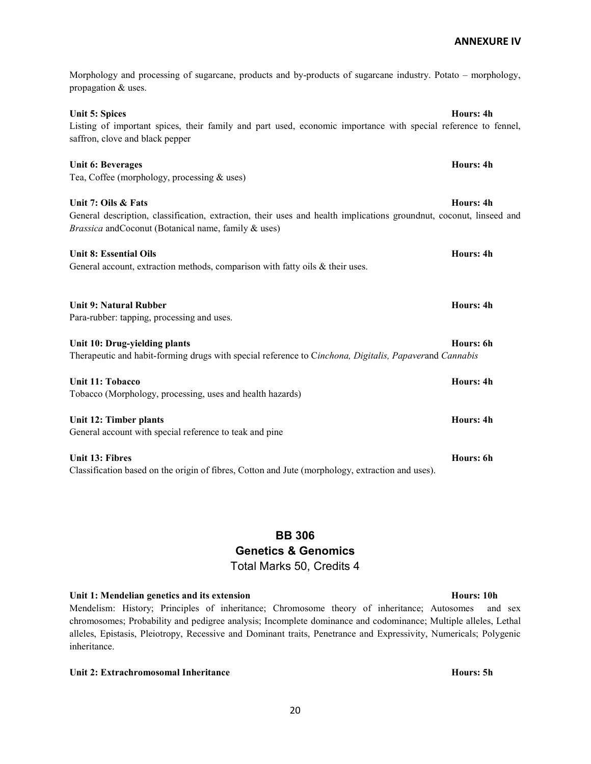Morphology and processing of sugarcane, products and by-products of sugarcane industry. Potato – morphology, propagation & uses.

**Unit 5: Spices** **Hours: 4h**

Listing of important spices, their family and part used, economic importance with special reference to fennel, saffron, clove and black pepper

**Unit 6: Beverages** **Hours: 4h**

Tea, Coffee (morphology, processing & uses)

**Unit 7: Oils & Fats** **Hours: 4h**

General description, classification, extraction, their uses and health implications groundnut, coconut, linseed and *Brassica* andCoconut (Botanical name, family & uses)

**Unit 8: Essential Oils** **Hours: 4h**

General account, extraction methods, comparison with fatty oils & their uses.

**Unit 9: Natural Rubber** **Hours: 4h**

Para-rubber: tapping, processing and uses.

**Unit 10: Drug-yielding plants** **Hours: 6h**

Therapeutic and habit-forming drugs with special reference to C*inchona, Digitalis, Papaver*and *Cannabis*

**Unit 11: Tobacco** **Hours: 4h**

Tobacco (Morphology, processing, uses and health hazards)

**Unit 12: Timber plants** **Hours: 4h**

General account with special reference to teak and pine

**Unit 13: Fibres** **Hours: 6h**

Classification based on the origin of fibres, Cotton and Jute (morphology, extraction and uses).

## BB 306
## Genetics & Genomics
Total Marks 50, Credits 4

**Unit 1: Mendelian genetics and its extension** **Hours: 10h**

Mendelism: History; Principles of inheritance; Chromosome theory of inheritance; Autosomes and sex chromosomes; Probability and pedigree analysis; Incomplete dominance and codominance; Multiple alleles, Lethal alleles, Epistasis, Pleiotropy, Recessive and Dominant traits, Penetrance and Expressivity, Numericals; Polygenic inheritance.

**Unit 2: Extrachromosomal Inheritance** **Hours: 5h**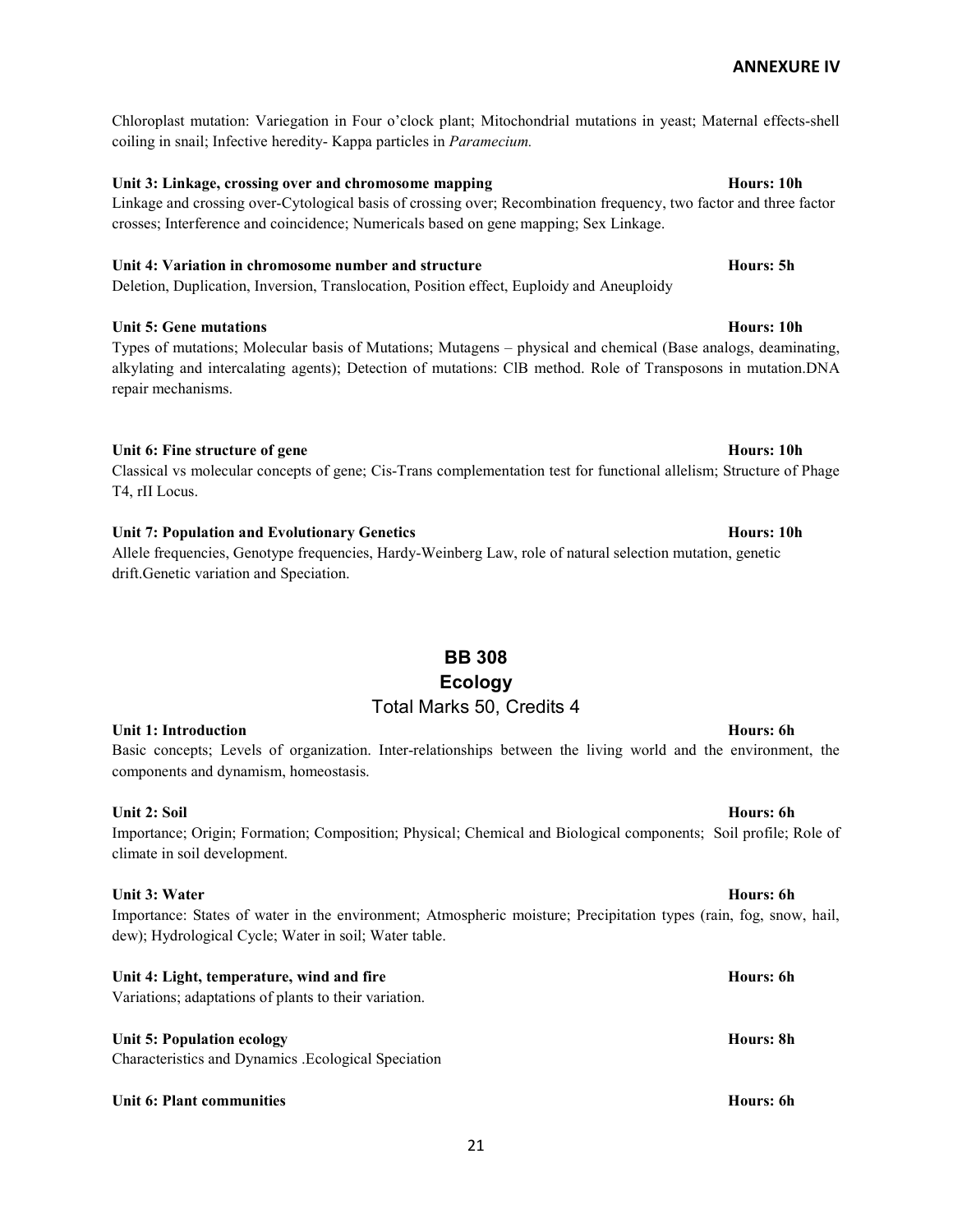Chloroplast mutation: Variegation in Four o'clock plant; Mitochondrial mutations in yeast; Maternal effects-shell coiling in snail; Infective heredity- Kappa particles in *Paramecium.*

**Unit 3: Linkage, crossing over and chromosome mapping** **Hours: 10h**

Linkage and crossing over-Cytological basis of crossing over; Recombination frequency, two factor and three factor crosses; Interference and coincidence; Numericals based on gene mapping; Sex Linkage.

**Unit 4: Variation in chromosome number and structure** **Hours: 5h**

Deletion, Duplication, Inversion, Translocation, Position effect, Euploidy and Aneuploidy

**Unit 5: Gene mutations** **Hours: 10h**

Types of mutations; Molecular basis of Mutations; Mutagens – physical and chemical (Base analogs, deaminating, alkylating and intercalating agents); Detection of mutations: ClB method. Role of Transposons in mutation.DNA repair mechanisms.

**Unit 6: Fine structure of gene** **Hours: 10h**

Classical vs molecular concepts of gene; Cis-Trans complementation test for functional allelism; Structure of Phage T4, rII Locus.

**Unit 7: Population and Evolutionary Genetics** **Hours: 10h**

Allele frequencies, Genotype frequencies, Hardy-Weinberg Law, role of natural selection mutation, genetic drift.Genetic variation and Speciation.

## BB 308

## Ecology

Total Marks 50, Credits 4

**Unit 1: Introduction** **Hours: 6h**

Basic concepts; Levels of organization. Inter-relationships between the living world and the environment, the components and dynamism, homeostasis.

**Unit 2: Soil** **Hours: 6h**

Importance; Origin; Formation; Composition; Physical; Chemical and Biological components; Soil profile; Role of climate in soil development.

**Unit 3: Water** **Hours: 6h**

Importance: States of water in the environment; Atmospheric moisture; Precipitation types (rain, fog, snow, hail, dew); Hydrological Cycle; Water in soil; Water table.

**Unit 4: Light, temperature, wind and fire** **Hours: 6h**

Variations; adaptations of plants to their variation.

**Unit 5: Population ecology** **Hours: 8h**

Characteristics and Dynamics .Ecological Speciation

**Unit 6: Plant communities** **Hours: 6h**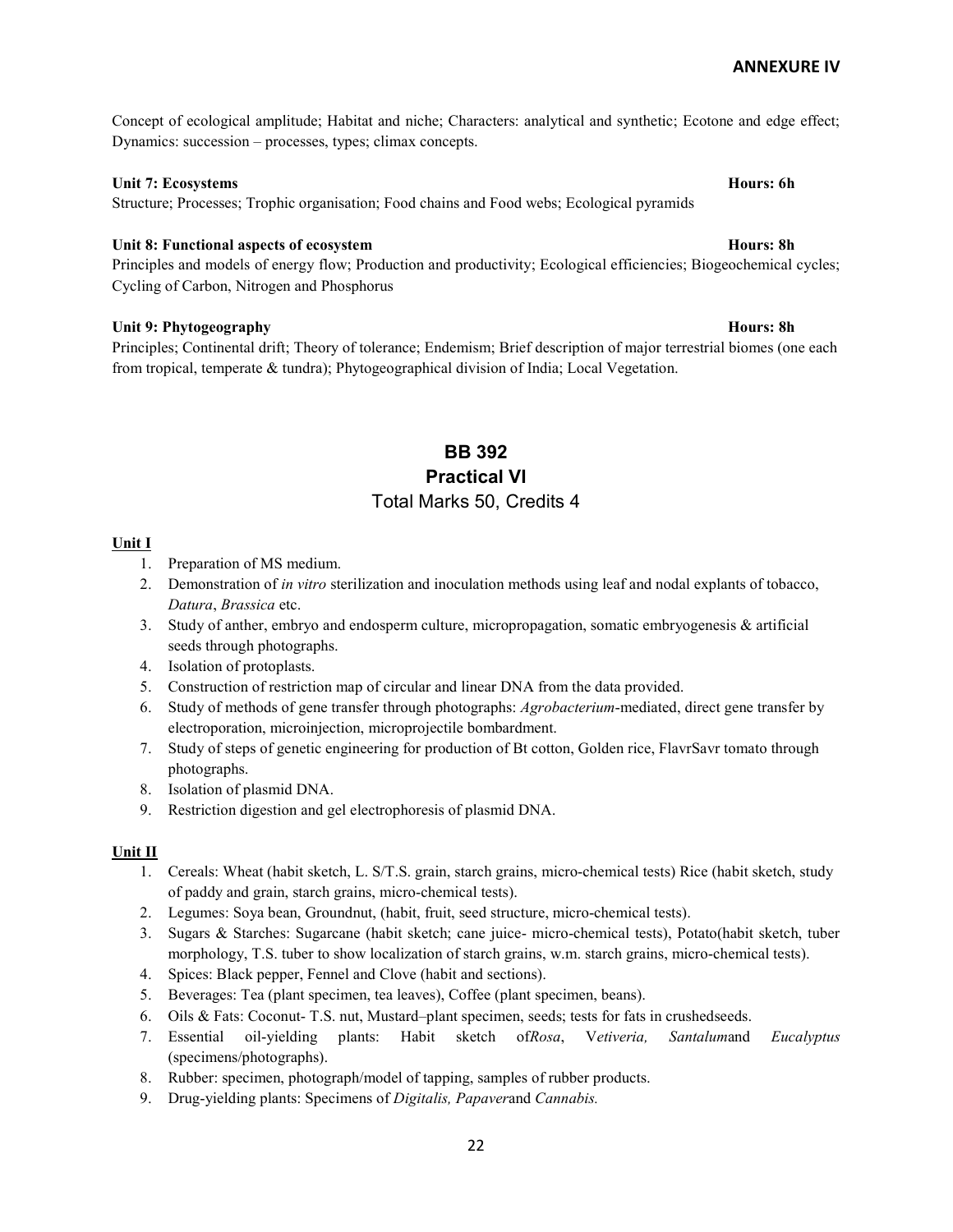Concept of ecological amplitude; Habitat and niche; Characters: analytical and synthetic; Ecotone and edge effect; Dynamics: succession – processes, types; climax concepts.

**Unit 7: Ecosystems** **Hours: 6h**

Structure; Processes; Trophic organisation; Food chains and Food webs; Ecological pyramids

**Unit 8: Functional aspects of ecosystem** **Hours: 8h**

Principles and models of energy flow; Production and productivity; Ecological efficiencies; Biogeochemical cycles; Cycling of Carbon, Nitrogen and Phosphorus

**Unit 9: Phytogeography** **Hours: 8h**

Principles; Continental drift; Theory of tolerance; Endemism; Brief description of major terrestrial biomes (one each from tropical, temperate & tundra); Phytogeographical division of India; Local Vegetation.

## BB 392
## Practical VI
Total Marks 50, Credits 4

**Unit I**

1. Preparation of MS medium.
2. Demonstration of *in vitro* sterilization and inoculation methods using leaf and nodal explants of tobacco, *Datura*, *Brassica* etc.
3. Study of anther, embryo and endosperm culture, micropropagation, somatic embryogenesis & artificial seeds through photographs.
4. Isolation of protoplasts.
5. Construction of restriction map of circular and linear DNA from the data provided.
6. Study of methods of gene transfer through photographs: *Agrobacterium*-mediated, direct gene transfer by electroporation, microinjection, microprojectile bombardment.
7. Study of steps of genetic engineering for production of Bt cotton, Golden rice, FlavrSavr tomato through photographs.
8. Isolation of plasmid DNA.
9. Restriction digestion and gel electrophoresis of plasmid DNA.

**Unit II**

1. Cereals: Wheat (habit sketch, L. S/T.S. grain, starch grains, micro-chemical tests) Rice (habit sketch, study of paddy and grain, starch grains, micro-chemical tests).
2. Legumes: Soya bean, Groundnut, (habit, fruit, seed structure, micro-chemical tests).
3. Sugars & Starches: Sugarcane (habit sketch; cane juice- micro-chemical tests), Potato(habit sketch, tuber morphology, T.S. tuber to show localization of starch grains, w.m. starch grains, micro-chemical tests).
4. Spices: Black pepper, Fennel and Clove (habit and sections).
5. Beverages: Tea (plant specimen, tea leaves), Coffee (plant specimen, beans).
6. Oils & Fats: Coconut- T.S. nut, Mustard–plant specimen, seeds; tests for fats in crushedseeds.
7. Essential oil-yielding plants: Habit sketch of*Rosa*, V*etiveria, Santalum*and *Eucalyptus* (specimens/photographs).
8. Rubber: specimen, photograph/model of tapping, samples of rubber products.
9. Drug-yielding plants: Specimens of *Digitalis, Papaver*and *Cannabis.*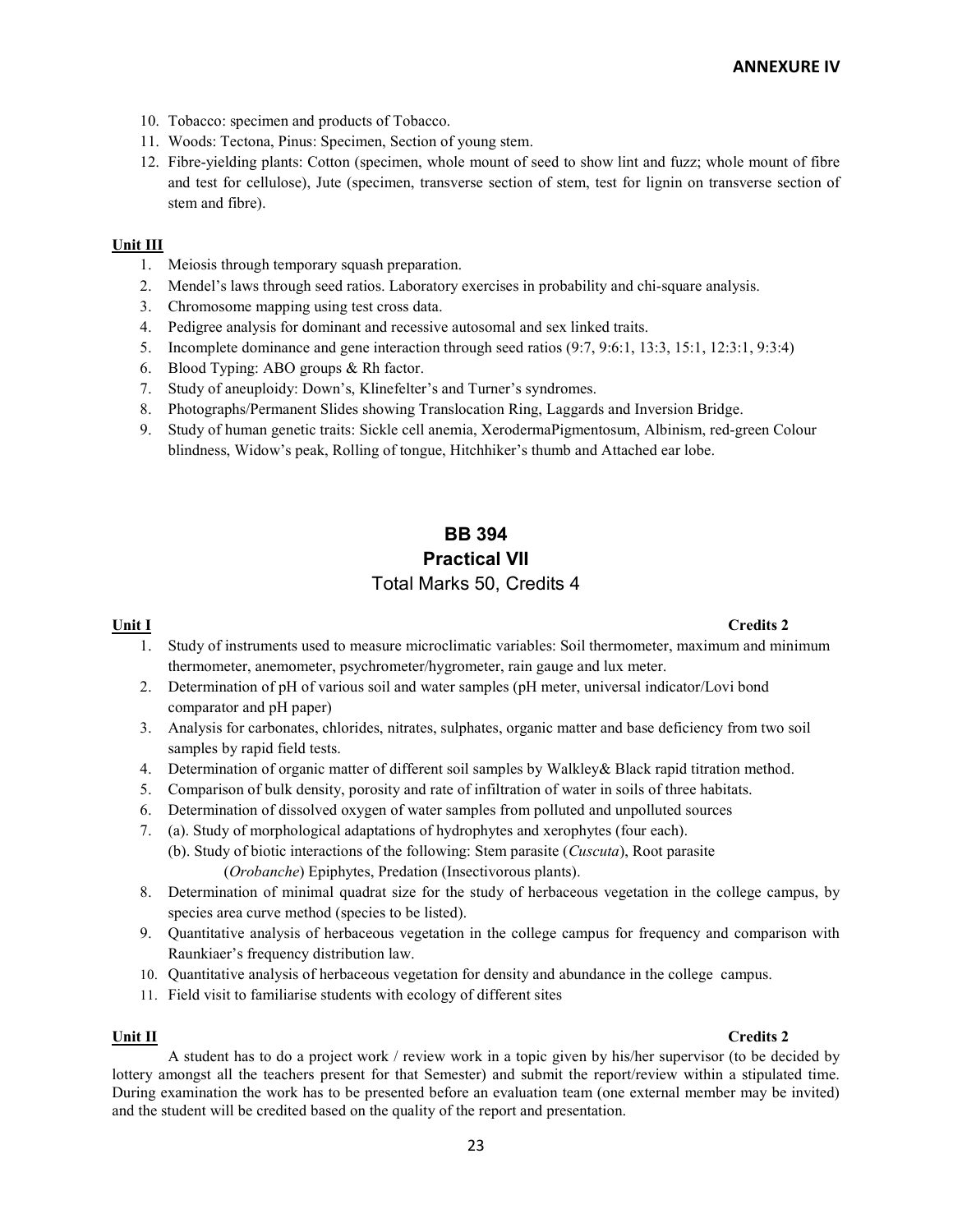10. Tobacco: specimen and products of Tobacco.
11. Woods: Tectona, Pinus: Specimen, Section of young stem.
12. Fibre-yielding plants: Cotton (specimen, whole mount of seed to show lint and fuzz; whole mount of fibre and test for cellulose), Jute (specimen, transverse section of stem, test for lignin on transverse section of stem and fibre).

**Unit III**

1. Meiosis through temporary squash preparation.
2. Mendel's laws through seed ratios. Laboratory exercises in probability and chi-square analysis.
3. Chromosome mapping using test cross data.
4. Pedigree analysis for dominant and recessive autosomal and sex linked traits.
5. Incomplete dominance and gene interaction through seed ratios (9:7, 9:6:1, 13:3, 15:1, 12:3:1, 9:3:4)
6. Blood Typing: ABO groups & Rh factor.
7. Study of aneuploidy: Down's, Klinefelter's and Turner's syndromes.
8. Photographs/Permanent Slides showing Translocation Ring, Laggards and Inversion Bridge.
9. Study of human genetic traits: Sickle cell anemia, XerodermaPigmentosum, Albinism, red-green Colour blindness, Widow's peak, Rolling of tongue, Hitchhiker's thumb and Attached ear lobe.

# BB 394
## Practical VII
Total Marks 50, Credits 4

**Unit I** **Credits 2**

1. Study of instruments used to measure microclimatic variables: Soil thermometer, maximum and minimum thermometer, anemometer, psychrometer/hygrometer, rain gauge and lux meter.
2. Determination of pH of various soil and water samples (pH meter, universal indicator/Lovi bond comparator and pH paper)
3. Analysis for carbonates, chlorides, nitrates, sulphates, organic matter and base deficiency from two soil samples by rapid field tests.
4. Determination of organic matter of different soil samples by Walkley& Black rapid titration method.
5. Comparison of bulk density, porosity and rate of infiltration of water in soils of three habitats.
6. Determination of dissolved oxygen of water samples from polluted and unpolluted sources
7. (a). Study of morphological adaptations of hydrophytes and xerophytes (four each).
   (b). Study of biotic interactions of the following: Stem parasite (*Cuscuta*), Root parasite (*Orobanche*) Epiphytes, Predation (Insectivorous plants).
8. Determination of minimal quadrat size for the study of herbaceous vegetation in the college campus, by species area curve method (species to be listed).
9. Quantitative analysis of herbaceous vegetation in the college campus for frequency and comparison with Raunkiaer's frequency distribution law.
10. Quantitative analysis of herbaceous vegetation for density and abundance in the college campus.
11. Field visit to familiarise students with ecology of different sites

**Unit II** **Credits 2**

A student has to do a project work / review work in a topic given by his/her supervisor (to be decided by lottery amongst all the teachers present for that Semester) and submit the report/review within a stipulated time. During examination the work has to be presented before an evaluation team (one external member may be invited) and the student will be credited based on the quality of the report and presentation.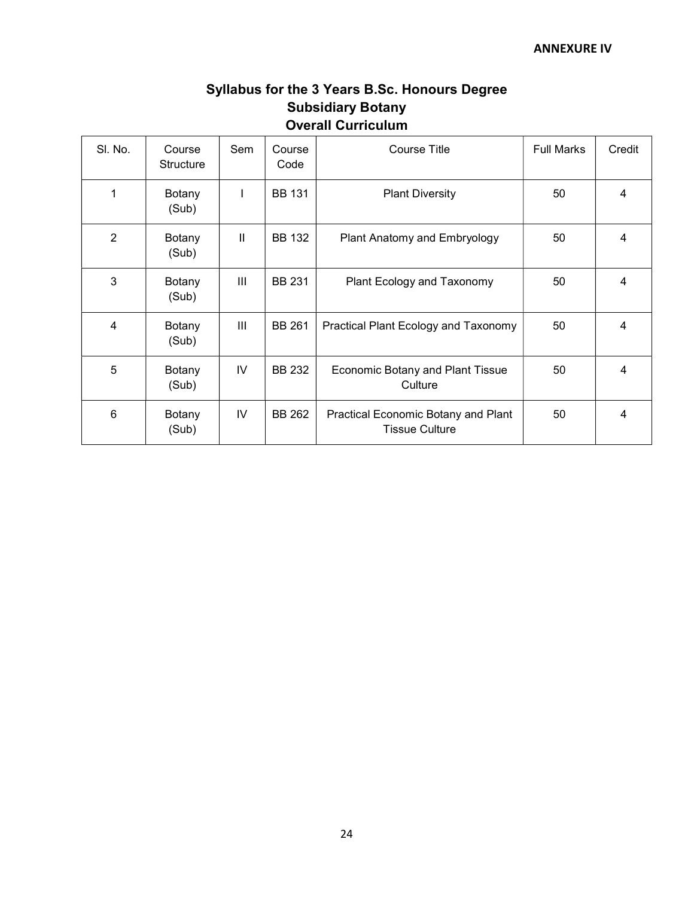**ANNEXURE IV**

# Syllabus for the 3 Years B.Sc. Honours Degree
## Subsidiary Botany
## Overall Curriculum

| Sl. No. | Course Structure | Sem | Course Code | Course Title | Full Marks | Credit |
|---|---|---|---|---|---|---|
| 1 | Botany (Sub) | I | BB 131 | Plant Diversity | 50 | 4 |
| 2 | Botany (Sub) | II | BB 132 | Plant Anatomy and Embryology | 50 | 4 |
| 3 | Botany (Sub) | III | BB 231 | Plant Ecology and Taxonomy | 50 | 4 |
| 4 | Botany (Sub) | III | BB 261 | Practical Plant Ecology and Taxonomy | 50 | 4 |
| 5 | Botany (Sub) | IV | BB 232 | Economic Botany and Plant Tissue Culture | 50 | 4 |
| 6 | Botany (Sub) | IV | BB 262 | Practical Economic Botany and Plant Tissue Culture | 50 | 4 |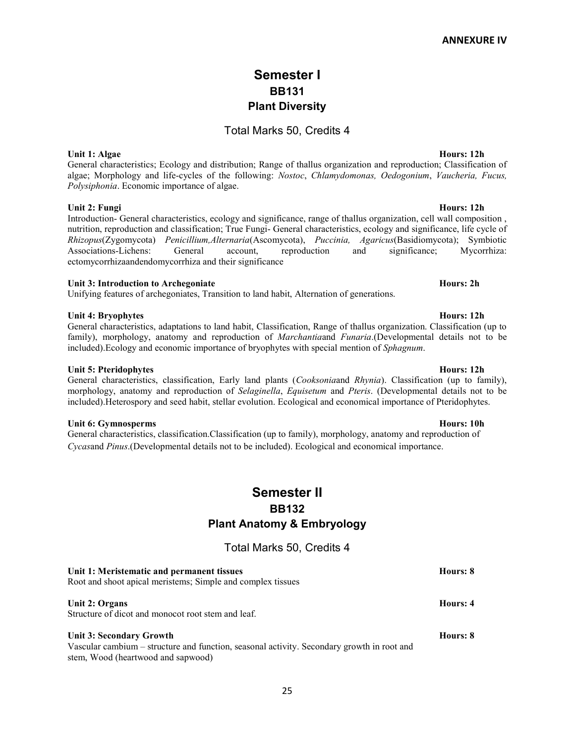**ANNEXURE IV**

# Semester I
## BB131
## Plant Diversity

Total Marks 50, Credits 4

**Unit 1: Algae** **Hours: 12h**

General characteristics; Ecology and distribution; Range of thallus organization and reproduction; Classification of algae; Morphology and life-cycles of the following: *Nostoc*, *Chlamydomonas, Oedogonium*, *Vaucheria, Fucus, Polysiphonia*. Economic importance of algae.

**Unit 2: Fungi** **Hours: 12h**

Introduction- General characteristics, ecology and significance, range of thallus organization, cell wall composition , nutrition, reproduction and classification; True Fungi- General characteristics, ecology and significance, life cycle of *Rhizopus*(Zygomycota) *Penicillium,Alternaria*(Ascomycota), *Puccinia, Agaricus*(Basidiomycota); Symbiotic Associations-Lichens: General account, reproduction and significance; Mycorrhiza: ectomycorrhizaandendomycorrhiza and their significance

**Unit 3: Introduction to Archegoniate** **Hours: 2h**

Unifying features of archegoniates, Transition to land habit, Alternation of generations.

**Unit 4: Bryophytes** **Hours: 12h**

General characteristics, adaptations to land habit, Classification, Range of thallus organization. Classification (up to family), morphology, anatomy and reproduction of *Marchantia*and *Funaria*.(Developmental details not to be included).Ecology and economic importance of bryophytes with special mention of *Sphagnum*.

**Unit 5: Pteridophytes** **Hours: 12h**

General characteristics, classification, Early land plants (*Cooksonia*and *Rhynia*). Classification (up to family), morphology, anatomy and reproduction of *Selaginella*, *Equisetum* and *Pteris*. (Developmental details not to be included).Heterospory and seed habit, stellar evolution. Ecological and economical importance of Pteridophytes.

**Unit 6: Gymnosperms** **Hours: 10h**

General characteristics, classification.Classification (up to family), morphology, anatomy and reproduction of *Cycas*and *Pinus*.(Developmental details not to be included). Ecological and economical importance.

# Semester II
## BB132
## Plant Anatomy & Embryology

Total Marks 50, Credits 4

**Unit 1: Meristematic and permanent tissues** **Hours: 8**

Root and shoot apical meristems; Simple and complex tissues

**Unit 2: Organs** **Hours: 4**

Structure of dicot and monocot root stem and leaf.

**Unit 3: Secondary Growth** **Hours: 8**

Vascular cambium – structure and function, seasonal activity. Secondary growth in root and stem, Wood (heartwood and sapwood)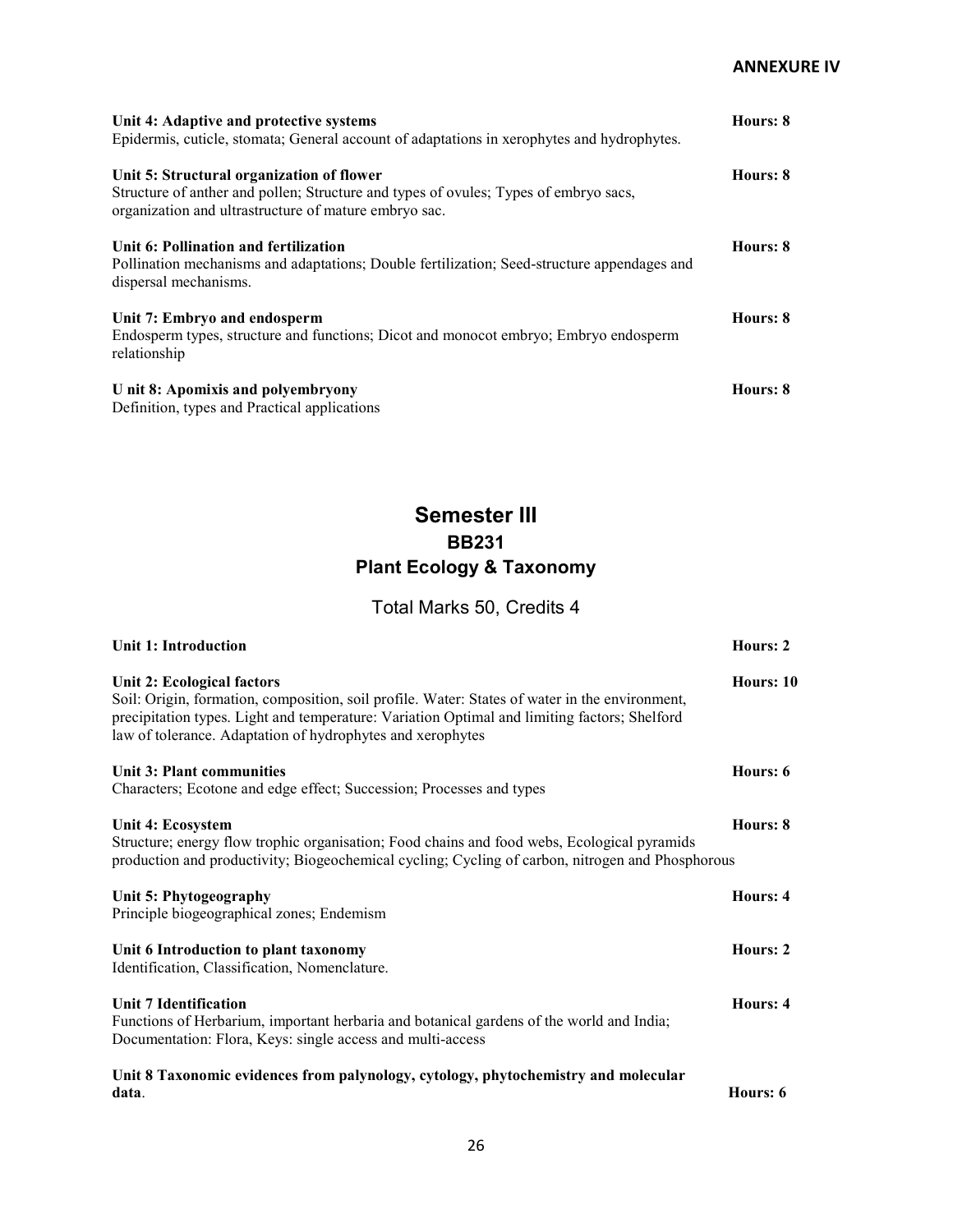**ANNEXURE IV**

**Unit 4: Adaptive and protective systems** — **Hours: 8**
Epidermis, cuticle, stomata; General account of adaptations in xerophytes and hydrophytes.

**Unit 5: Structural organization of flower** — **Hours: 8**
Structure of anther and pollen; Structure and types of ovules; Types of embryo sacs, organization and ultrastructure of mature embryo sac.

**Unit 6: Pollination and fertilization** — **Hours: 8**
Pollination mechanisms and adaptations; Double fertilization; Seed-structure appendages and dispersal mechanisms.

**Unit 7: Embryo and endosperm** — **Hours: 8**
Endosperm types, structure and functions; Dicot and monocot embryo; Embryo endosperm relationship

**U nit 8: Apomixis and polyembryony** — **Hours: 8**
Definition, types and Practical applications

# Semester III

## BB231

## Plant Ecology & Taxonomy

Total Marks 50, Credits 4

**Unit 1: Introduction** — **Hours: 2**

**Unit 2: Ecological factors** — **Hours: 10**
Soil: Origin, formation, composition, soil profile. Water: States of water in the environment, precipitation types. Light and temperature: Variation Optimal and limiting factors; Shelford law of tolerance. Adaptation of hydrophytes and xerophytes

**Unit 3: Plant communities** — **Hours: 6**
Characters; Ecotone and edge effect; Succession; Processes and types

**Unit 4: Ecosystem** — **Hours: 8**
Structure; energy flow trophic organisation; Food chains and food webs, Ecological pyramids production and productivity; Biogeochemical cycling; Cycling of carbon, nitrogen and Phosphorous

**Unit 5: Phytogeography** — **Hours: 4**
Principle biogeographical zones; Endemism

**Unit 6 Introduction to plant taxonomy** — **Hours: 2**
Identification, Classification, Nomenclature.

**Unit 7 Identification** — **Hours: 4**
Functions of Herbarium, important herbaria and botanical gardens of the world and India; Documentation: Flora, Keys: single access and multi-access

**Unit 8 Taxonomic evidences from palynology, cytology, phytochemistry and molecular data**. — **Hours: 6**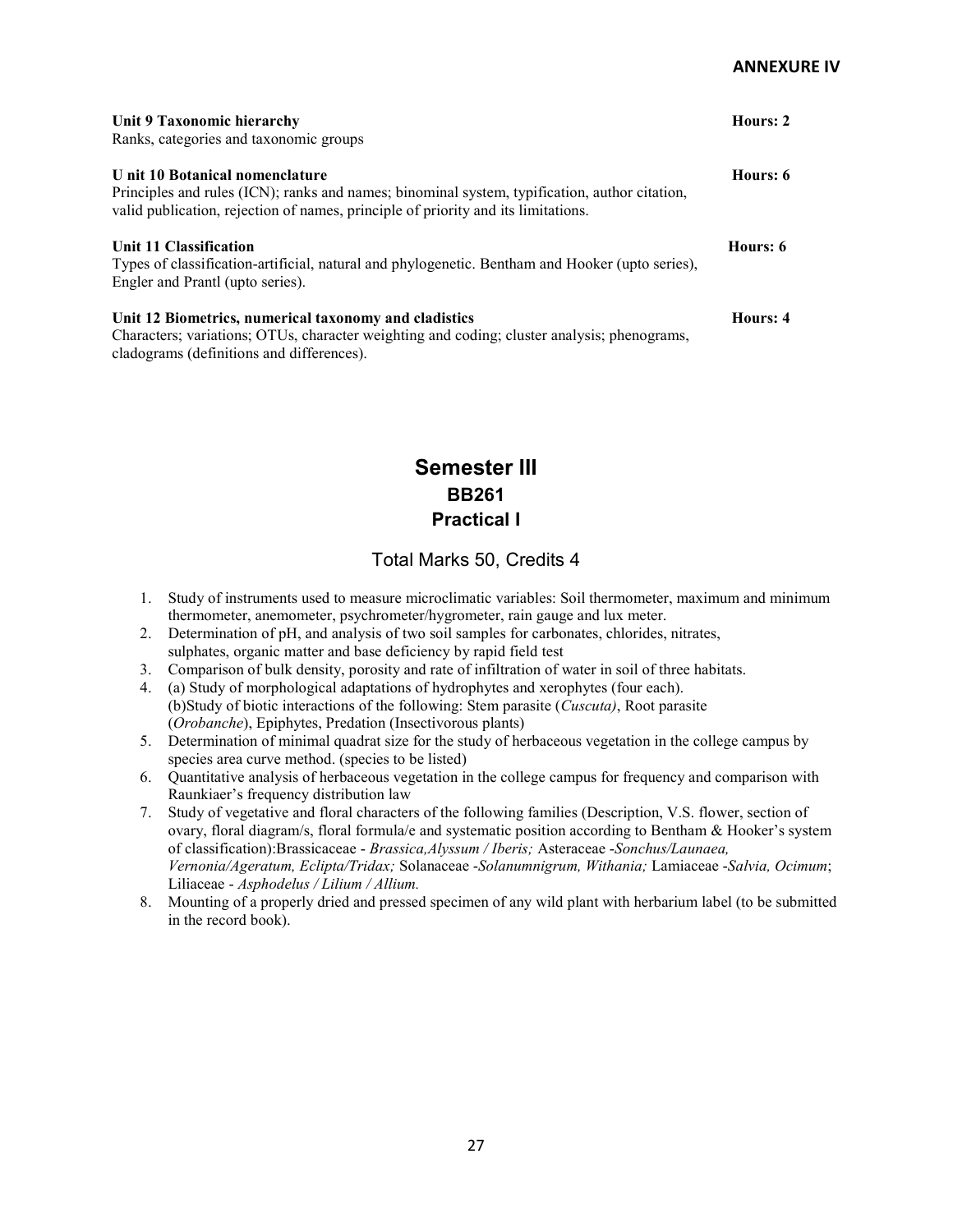**ANNEXURE IV**

**Unit 9 Taxonomic hierarchy** **Hours: 2**
Ranks, categories and taxonomic groups

**U nit 10 Botanical nomenclature** **Hours: 6**
Principles and rules (ICN); ranks and names; binominal system, typification, author citation, valid publication, rejection of names, principle of priority and its limitations.

**Unit 11 Classification** **Hours: 6**
Types of classification-artificial, natural and phylogenetic. Bentham and Hooker (upto series), Engler and Prantl (upto series).

**Unit 12 Biometrics, numerical taxonomy and cladistics** **Hours: 4**
Characters; variations; OTUs, character weighting and coding; cluster analysis; phenograms, cladograms (definitions and differences).

# Semester III
## BB261
## Practical I

### Total Marks 50, Credits 4

1. Study of instruments used to measure microclimatic variables: Soil thermometer, maximum and minimum thermometer, anemometer, psychrometer/hygrometer, rain gauge and lux meter.
2. Determination of pH, and analysis of two soil samples for carbonates, chlorides, nitrates, sulphates, organic matter and base deficiency by rapid field test
3. Comparison of bulk density, porosity and rate of infiltration of water in soil of three habitats.
4. (a) Study of morphological adaptations of hydrophytes and xerophytes (four each).
   (b)Study of biotic interactions of the following: Stem parasite (*Cuscuta)*, Root parasite (*Orobanche*), Epiphytes, Predation (Insectivorous plants)
5. Determination of minimal quadrat size for the study of herbaceous vegetation in the college campus by species area curve method. (species to be listed)
6. Quantitative analysis of herbaceous vegetation in the college campus for frequency and comparison with Raunkiaer's frequency distribution law
7. Study of vegetative and floral characters of the following families (Description, V.S. flower, section of ovary, floral diagram/s, floral formula/e and systematic position according to Bentham & Hooker's system of classification):Brassicaceae - *Brassica,Alyssum / Iberis;* Asteraceae -*Sonchus/Launaea, Vernonia/Ageratum, Eclipta/Tridax;* Solanaceae -*Solanumnigrum, Withania;* Lamiaceae -*Salvia, Ocimum*; Liliaceae - *Asphodelus / Lilium / Allium.*
8. Mounting of a properly dried and pressed specimen of any wild plant with herbarium label (to be submitted in the record book).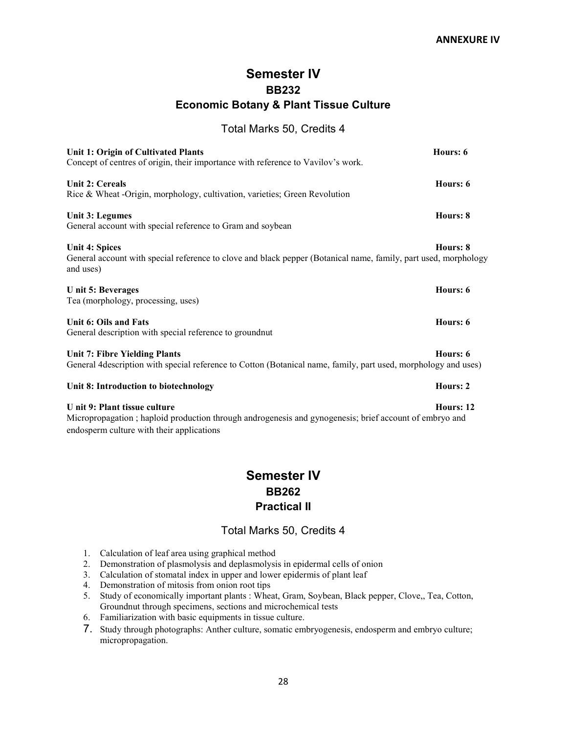**ANNEXURE IV**

# Semester IV

## BB232

## Economic Botany & Plant Tissue Culture

Total Marks 50, Credits 4

**Unit 1: Origin of Cultivated Plants** **Hours: 6**
Concept of centres of origin, their importance with reference to Vavilov's work.

**Unit 2: Cereals** **Hours: 6**
Rice & Wheat -Origin, morphology, cultivation, varieties; Green Revolution

**Unit 3: Legumes** **Hours: 8**
General account with special reference to Gram and soybean

**Unit 4: Spices** **Hours: 8**
General account with special reference to clove and black pepper (Botanical name, family, part used, morphology and uses)

**U nit 5: Beverages** **Hours: 6**
Tea (morphology, processing, uses)

**Unit 6: Oils and Fats** **Hours: 6**
General description with special reference to groundnut

**Unit 7: Fibre Yielding Plants** **Hours: 6**
General 4description with special reference to Cotton (Botanical name, family, part used, morphology and uses)

**Unit 8: Introduction to biotechnology** **Hours: 2**

**U nit 9: Plant tissue culture** **Hours: 12**
Micropropagation ; haploid production through androgenesis and gynogenesis; brief account of embryo and endosperm culture with their applications

# Semester IV

## BB262

## Practical II

Total Marks 50, Credits 4

1. Calculation of leaf area using graphical method
2. Demonstration of plasmolysis and deplasmolysis in epidermal cells of onion
3. Calculation of stomatal index in upper and lower epidermis of plant leaf
4. Demonstration of mitosis from onion root tips
5. Study of economically important plants : Wheat, Gram, Soybean, Black pepper, Clove,, Tea, Cotton, Groundnut through specimens, sections and microchemical tests
6. Familiarization with basic equipments in tissue culture.
7. Study through photographs: Anther culture, somatic embryogenesis, endosperm and embryo culture; micropropagation.